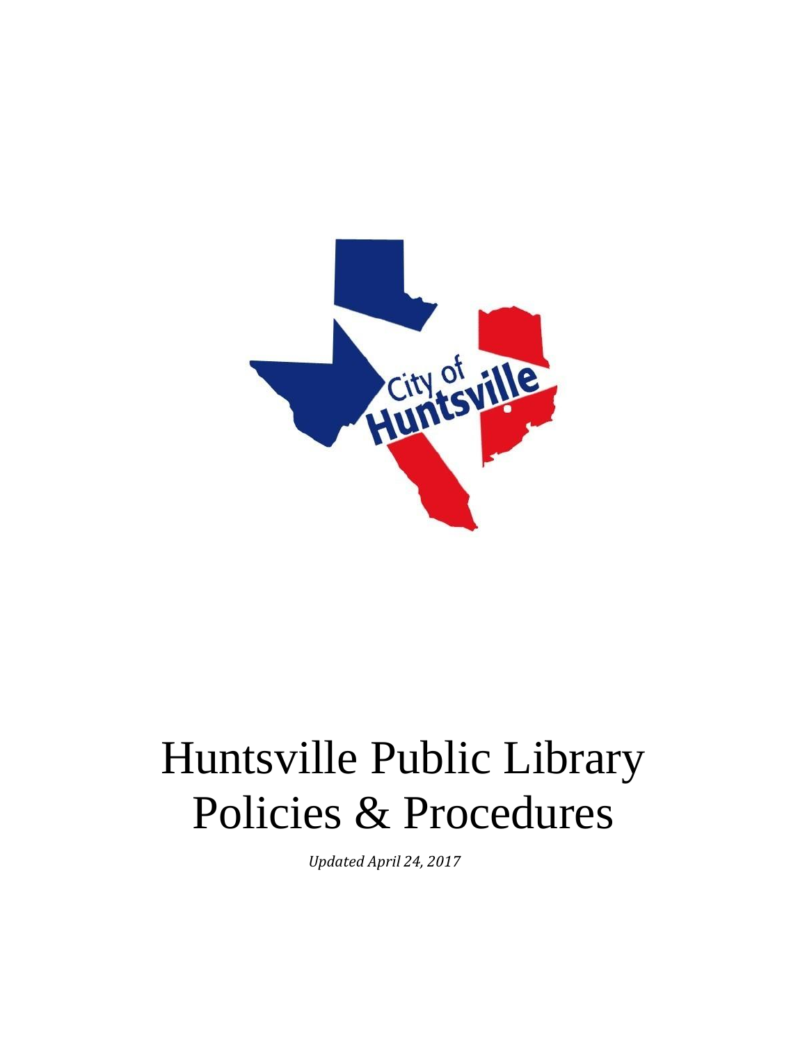# Huntsville Public Library Policies & Procedures

*Updated April 24, 2017*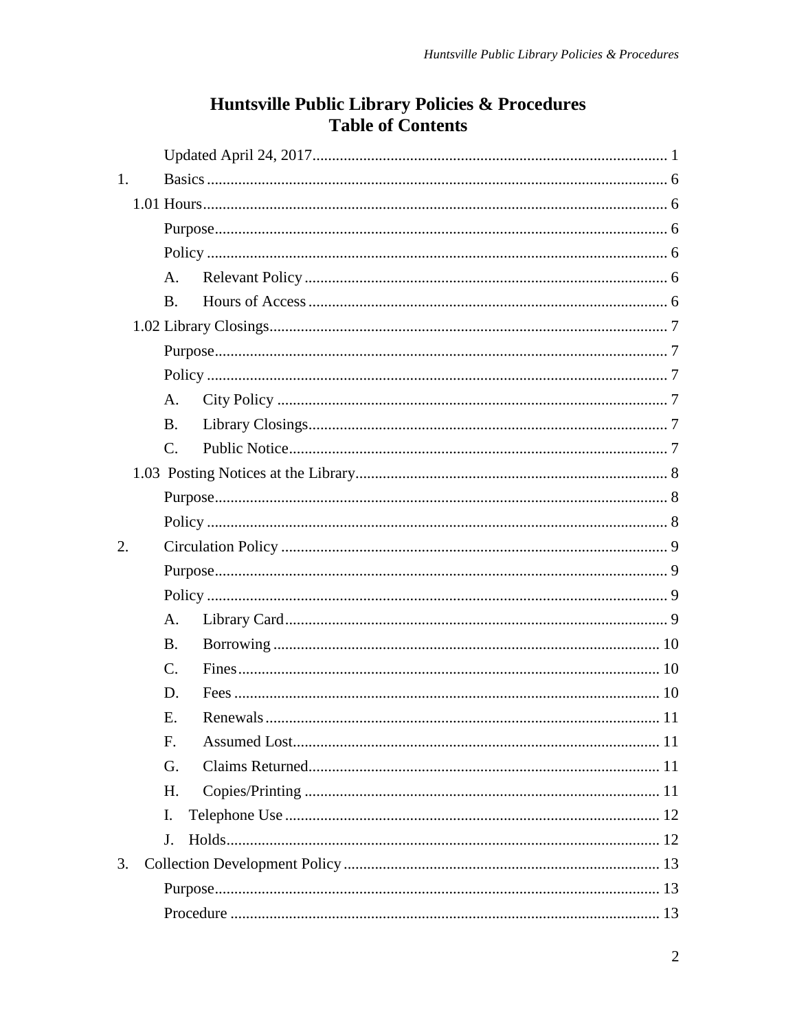# Huntsville Public Library Policies & Procedures
## Table of Contents

Updated April 24, 2017 .......... 1

1. Basics .......... 6

1.01 Hours .......... 6

Purpose .......... 6

Policy .......... 6

A. Relevant Policy .......... 6

B. Hours of Access .......... 6

1.02 Library Closings .......... 7

Purpose .......... 7

Policy .......... 7

A. City Policy .......... 7

B. Library Closings .......... 7

C. Public Notice .......... 7

1.03 Posting Notices at the Library .......... 8

Purpose .......... 8

Policy .......... 8

2. Circulation Policy .......... 9

Purpose .......... 9

Policy .......... 9

A. Library Card .......... 9

B. Borrowing .......... 10

C. Fines .......... 10

D. Fees .......... 10

E. Renewals .......... 11

F. Assumed Lost .......... 11

G. Claims Returned .......... 11

H. Copies/Printing .......... 11

I. Telephone Use .......... 12

J. Holds .......... 12

3. Collection Development Policy .......... 13

Purpose .......... 13

Procedure .......... 13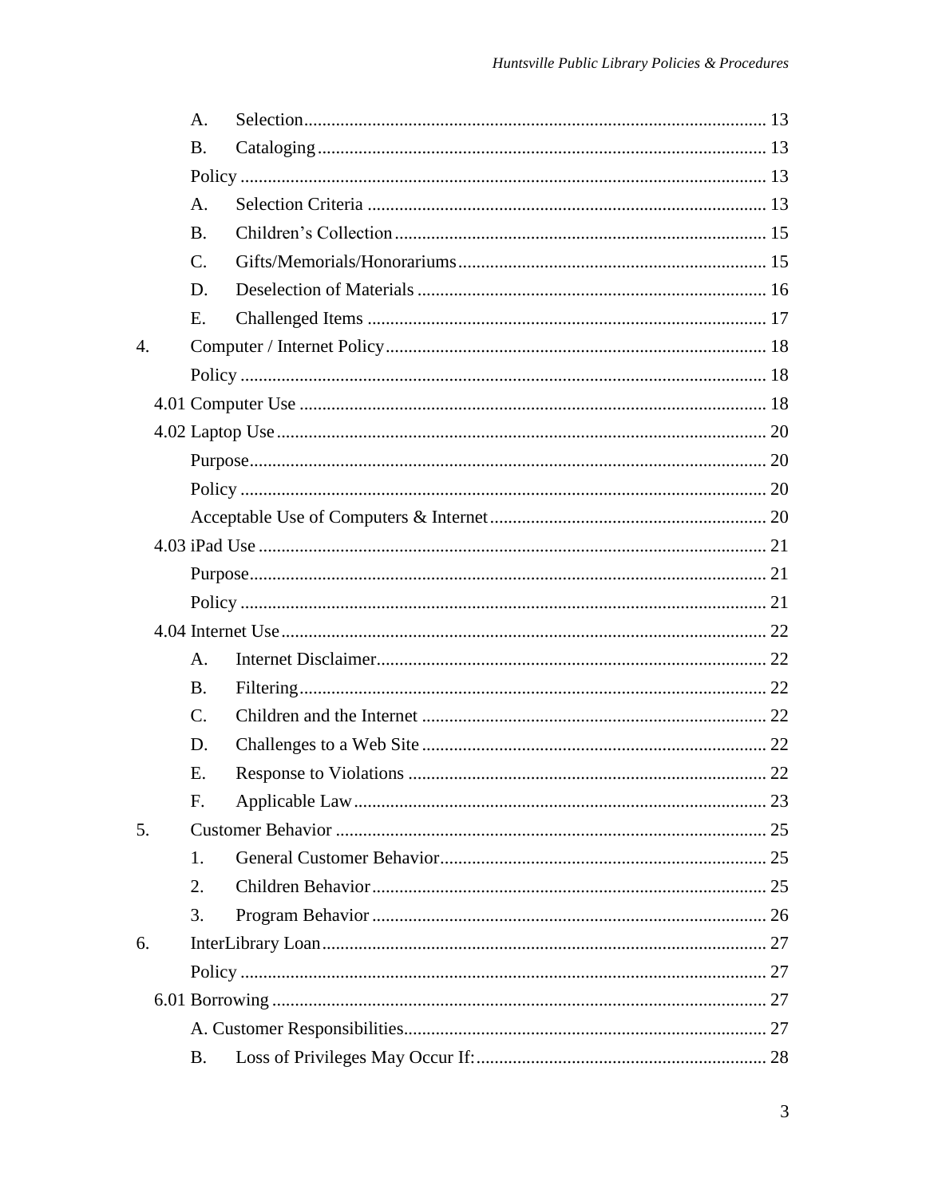A. Selection ..................................................................................................... 13

B. Cataloging .................................................................................................. 13

Policy ................................................................................................................. 13

A. Selection Criteria ....................................................................................... 13

B. Children's Collection ................................................................................. 15

C. Gifts/Memorials/Honorariums .................................................................... 15

D. Deselection of Materials ............................................................................ 16

E. Challenged Items ....................................................................................... 17

4. Computer / Internet Policy ................................................................................... 18

Policy ................................................................................................................. 18

4.01 Computer Use ...................................................................................................... 18

4.02 Laptop Use ........................................................................................................... 20

Purpose ................................................................................................................ 20

Policy ................................................................................................................. 20

Acceptable Use of Computers & Internet ............................................................ 20

4.03 iPad Use ............................................................................................................... 21

Purpose ................................................................................................................ 21

Policy ................................................................................................................. 21

4.04 Internet Use .......................................................................................................... 22

A. Internet Disclaimer ..................................................................................... 22

B. Filtering ...................................................................................................... 22

C. Children and the Internet ........................................................................... 22

D. Challenges to a Web Site ........................................................................... 22

E. Response to Violations .............................................................................. 22

F. Applicable Law .......................................................................................... 23

5. Customer Behavior .............................................................................................. 25

1. General Customer Behavior ....................................................................... 25

2. Children Behavior ...................................................................................... 25

3. Program Behavior ...................................................................................... 26

6. InterLibrary Loan ................................................................................................. 27

Policy ................................................................................................................. 27

6.01 Borrowing ............................................................................................................ 27

A. Customer Responsibilities ............................................................................... 27

B. Loss of Privileges May Occur If: ............................................................... 28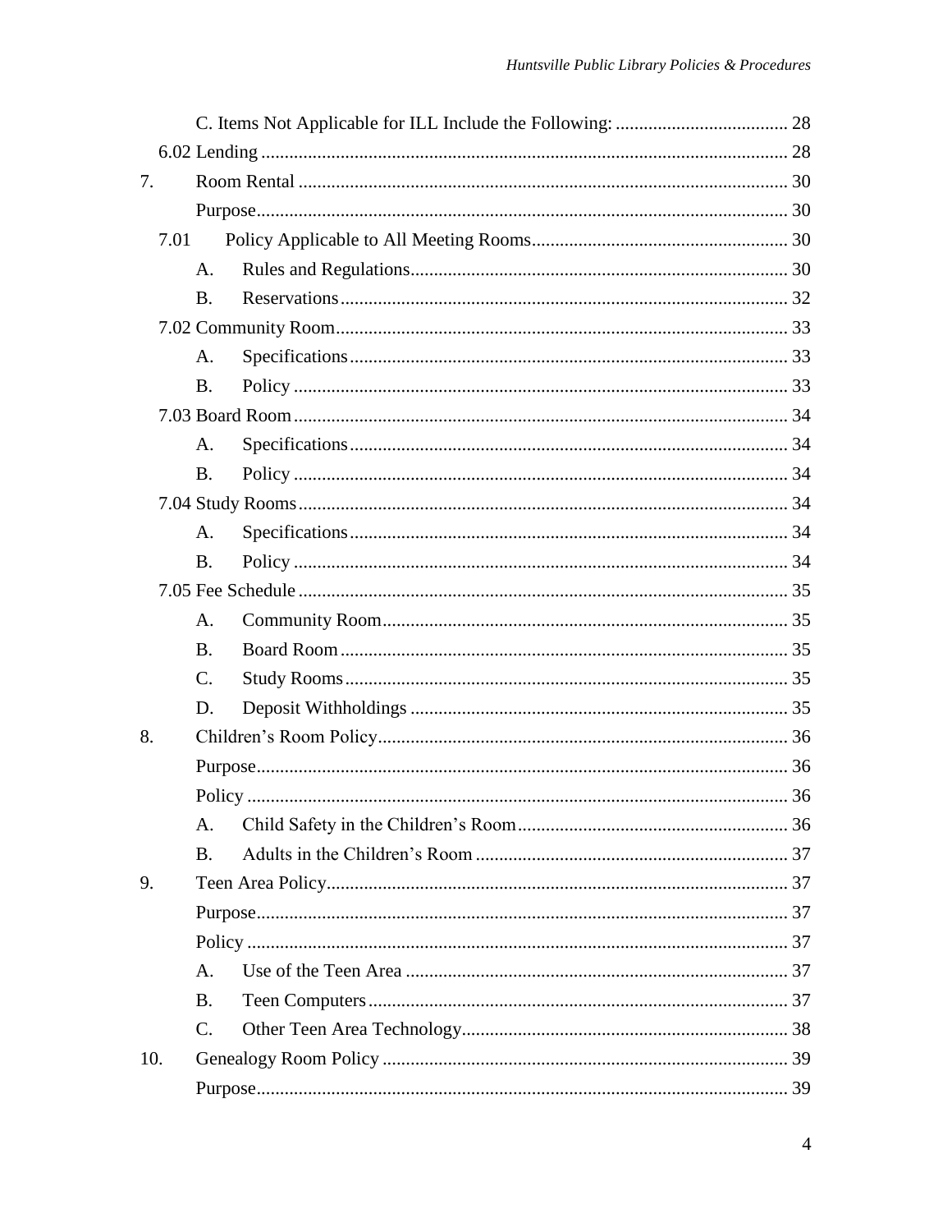C. Items Not Applicable for ILL Include the Following: ..................................... 28

6.02 Lending ............................................................................................................ 28

7. Room Rental ........................................................................................................ 30

Purpose.................................................................................................................. 30

7.01 Policy Applicable to All Meeting Rooms....................................................... 30

A. Rules and Regulations................................................................................. 30

B. Reservations................................................................................................ 32

7.02 Community Room.............................................................................................. 33

A. Specifications............................................................................................. 33

B. Policy .......................................................................................................... 33

7.03 Board Room........................................................................................................ 34

A. Specifications............................................................................................. 34

B. Policy .......................................................................................................... 34

7.04 Study Rooms....................................................................................................... 34

A. Specifications............................................................................................. 34

B. Policy .......................................................................................................... 34

7.05 Fee Schedule ...................................................................................................... 35

A. Community Room....................................................................................... 35

B. Board Room................................................................................................ 35

C. Study Rooms............................................................................................... 35

D. Deposit Withholdings ................................................................................. 35

8. Children's Room Policy....................................................................................... 36

Purpose.................................................................................................................. 36

Policy .................................................................................................................... 36

A. Child Safety in the Children's Room.......................................................... 36

B. Adults in the Children's Room ................................................................... 37

9. Teen Area Policy.................................................................................................. 37

Purpose.................................................................................................................. 37

Policy .................................................................................................................... 37

A. Use of the Teen Area .................................................................................. 37

B. Teen Computers.......................................................................................... 37

C. Other Teen Area Technology...................................................................... 38

10. Genealogy Room Policy ...................................................................................... 39

Purpose.................................................................................................................. 39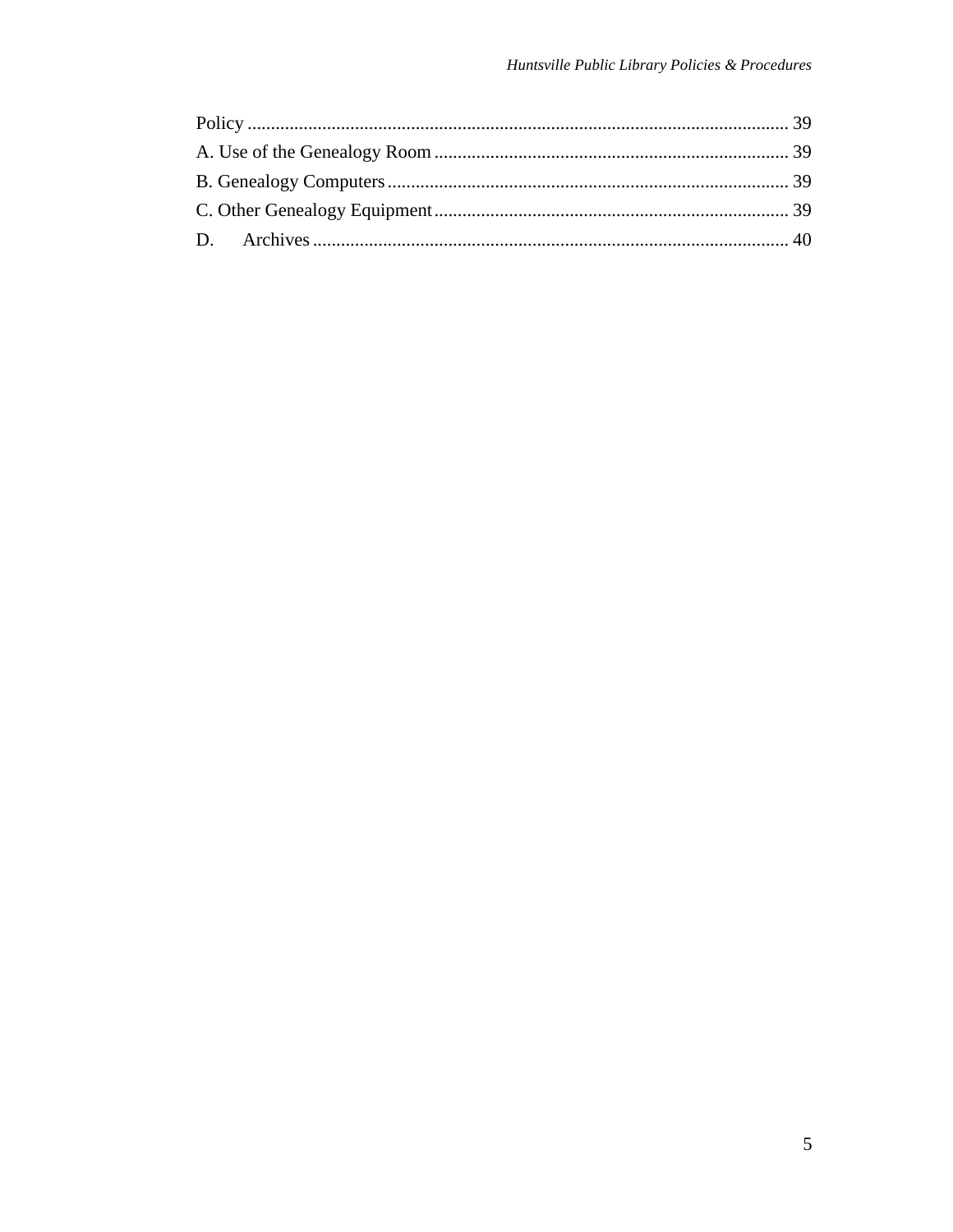Policy .................................................................................................................. 39
A. Use of the Genealogy Room ........................................................................... 39
B. Genealogy Computers ..................................................................................... 39
C. Other Genealogy Equipment ........................................................................... 39
D. Archives ........................................................................................................ 40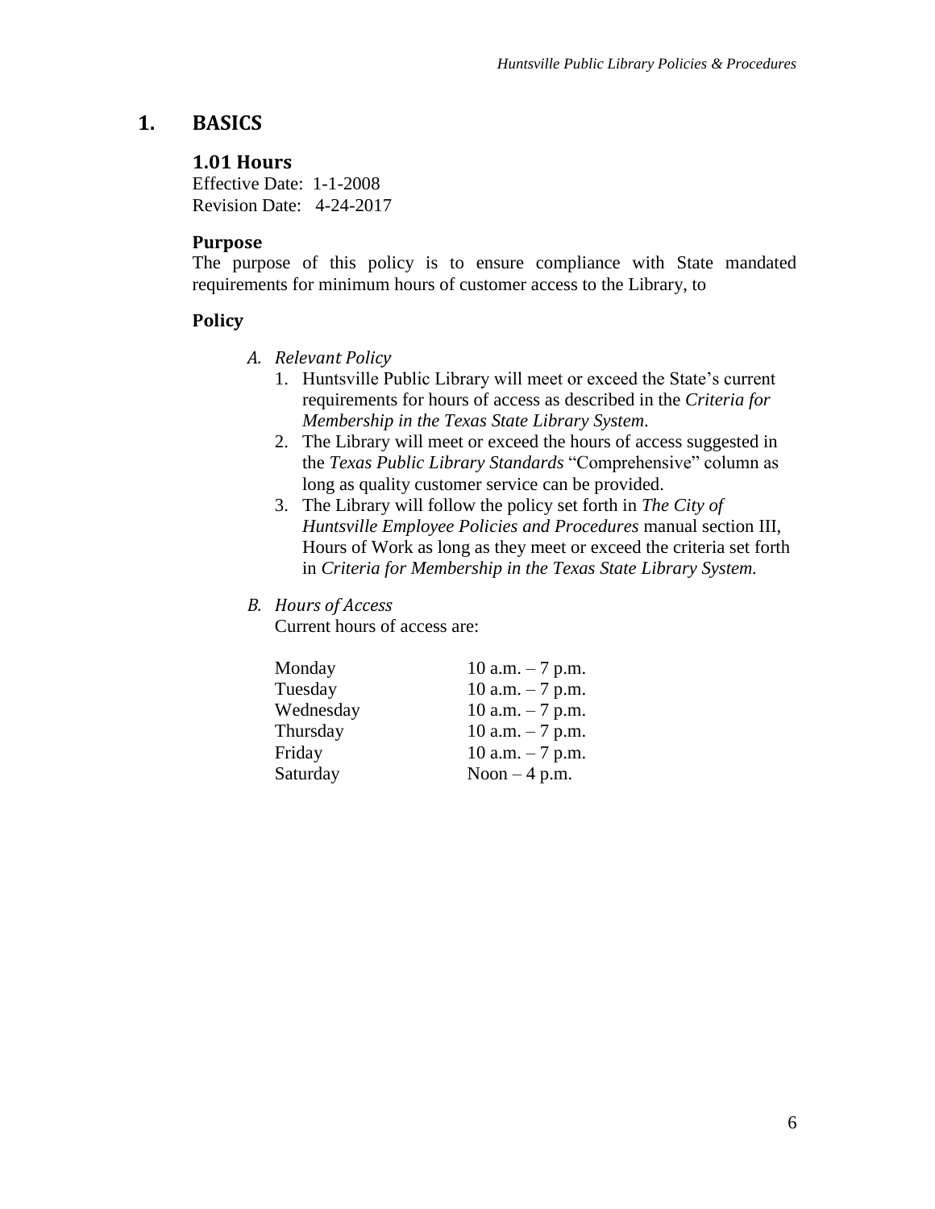# 1. BASICS

## 1.01 Hours

Effective Date: 1-1-2008
Revision Date: 4-24-2017

### Purpose

The purpose of this policy is to ensure compliance with State mandated requirements for minimum hours of customer access to the Library, to

### Policy

*A. Relevant Policy*

1. Huntsville Public Library will meet or exceed the State's current requirements for hours of access as described in the *Criteria for Membership in the Texas State Library System*.
2. The Library will meet or exceed the hours of access suggested in the *Texas Public Library Standards* "Comprehensive" column as long as quality customer service can be provided.
3. The Library will follow the policy set forth in *The City of Huntsville Employee Policies and Procedures* manual section III, Hours of Work as long as they meet or exceed the criteria set forth in *Criteria for Membership in the Texas State Library System.*

*B. Hours of Access*

Current hours of access are:

| | |
|---|---|
| Monday | 10 a.m. – 7 p.m. |
| Tuesday | 10 a.m. – 7 p.m. |
| Wednesday | 10 a.m. – 7 p.m. |
| Thursday | 10 a.m. – 7 p.m. |
| Friday | 10 a.m. – 7 p.m. |
| Saturday | Noon – 4 p.m. |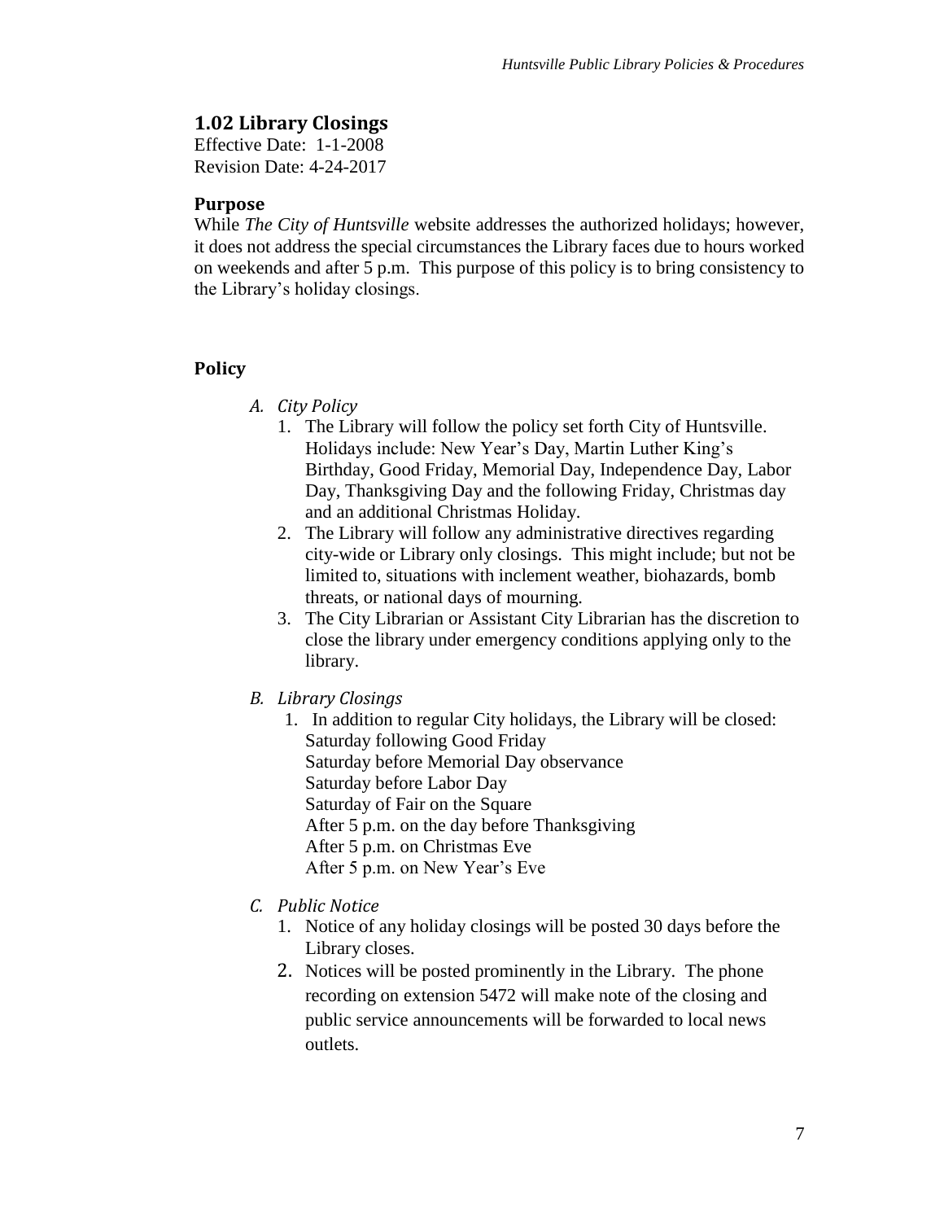## 1.02 Library Closings

Effective Date: 1-1-2008
Revision Date: 4-24-2017

### Purpose

While *The City of Huntsville* website addresses the authorized holidays; however, it does not address the special circumstances the Library faces due to hours worked on weekends and after 5 p.m. This purpose of this policy is to bring consistency to the Library's holiday closings.

### Policy

*A. City Policy*

1. The Library will follow the policy set forth City of Huntsville. Holidays include: New Year's Day, Martin Luther King's Birthday, Good Friday, Memorial Day, Independence Day, Labor Day, Thanksgiving Day and the following Friday, Christmas day and an additional Christmas Holiday.
2. The Library will follow any administrative directives regarding city-wide or Library only closings. This might include; but not be limited to, situations with inclement weather, biohazards, bomb threats, or national days of mourning.
3. The City Librarian or Assistant City Librarian has the discretion to close the library under emergency conditions applying only to the library.

*B. Library Closings*

1. In addition to regular City holidays, the Library will be closed:
   Saturday following Good Friday
   Saturday before Memorial Day observance
   Saturday before Labor Day
   Saturday of Fair on the Square
   After 5 p.m. on the day before Thanksgiving
   After 5 p.m. on Christmas Eve
   After 5 p.m. on New Year's Eve

*C. Public Notice*

1. Notice of any holiday closings will be posted 30 days before the Library closes.
2. Notices will be posted prominently in the Library. The phone recording on extension 5472 will make note of the closing and public service announcements will be forwarded to local news outlets.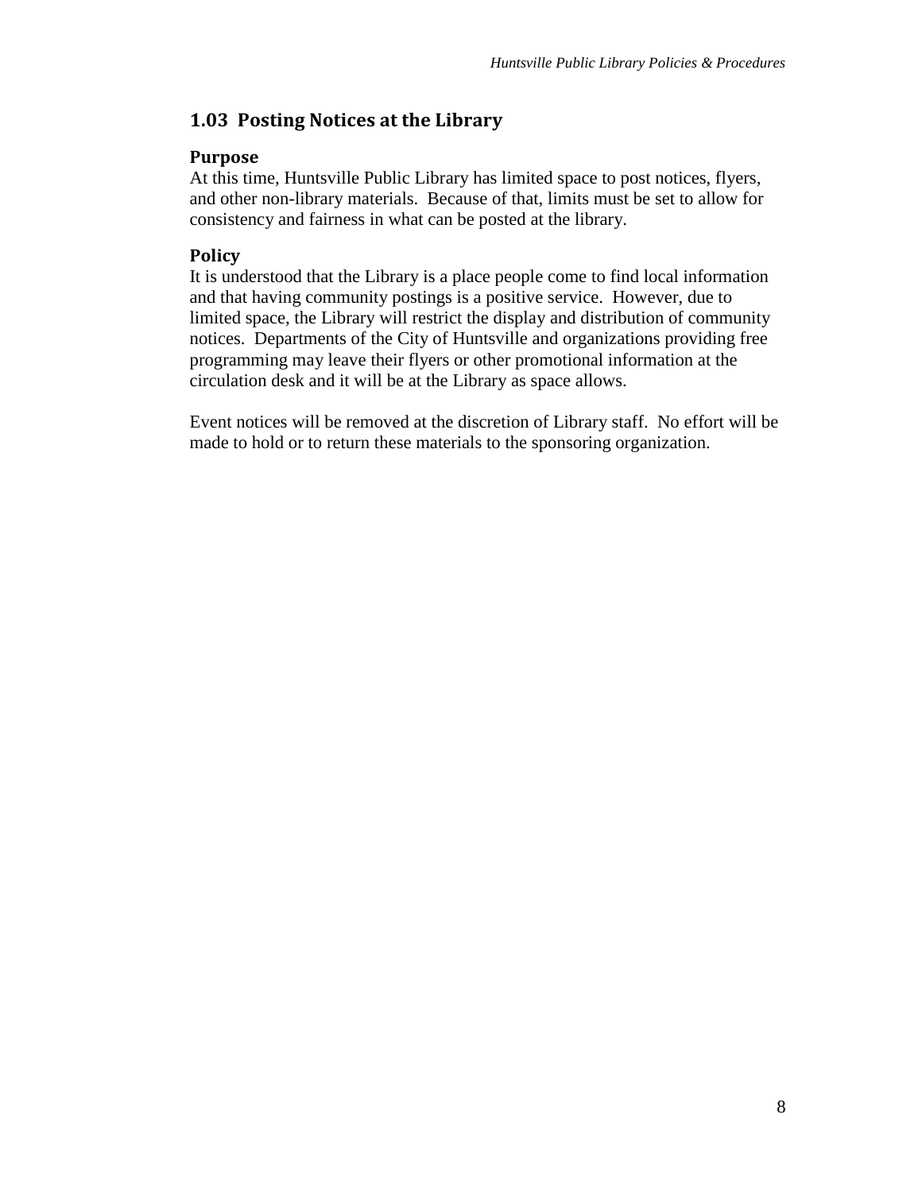## 1.03 Posting Notices at the Library

### Purpose

At this time, Huntsville Public Library has limited space to post notices, flyers, and other non-library materials. Because of that, limits must be set to allow for consistency and fairness in what can be posted at the library.

### Policy

It is understood that the Library is a place people come to find local information and that having community postings is a positive service. However, due to limited space, the Library will restrict the display and distribution of community notices. Departments of the City of Huntsville and organizations providing free programming may leave their flyers or other promotional information at the circulation desk and it will be at the Library as space allows.

Event notices will be removed at the discretion of Library staff. No effort will be made to hold or to return these materials to the sponsoring organization.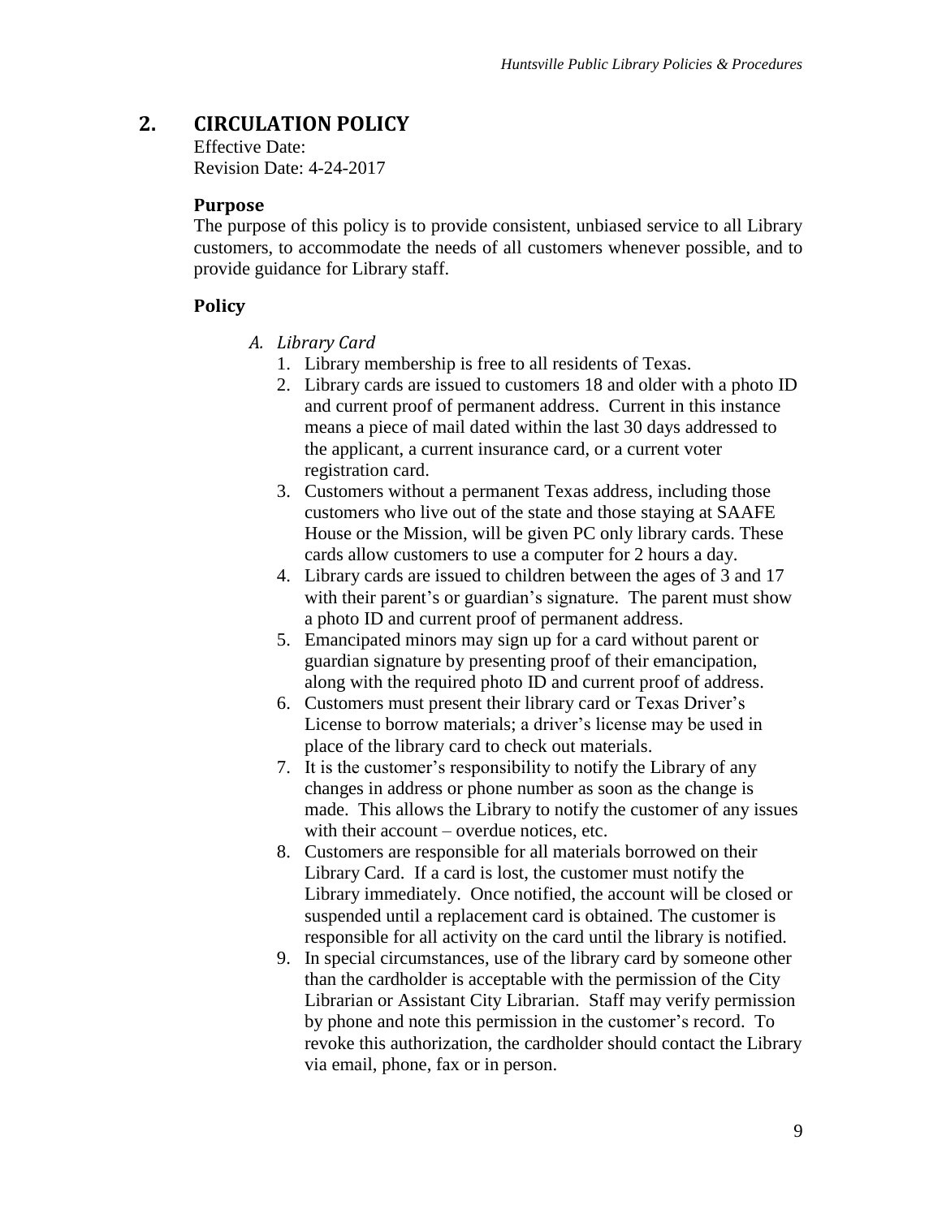## 2. CIRCULATION POLICY

Effective Date:
Revision Date: 4-24-2017

### Purpose

The purpose of this policy is to provide consistent, unbiased service to all Library customers, to accommodate the needs of all customers whenever possible, and to provide guidance for Library staff.

### Policy

*A. Library Card*

1. Library membership is free to all residents of Texas.
2. Library cards are issued to customers 18 and older with a photo ID and current proof of permanent address. Current in this instance means a piece of mail dated within the last 30 days addressed to the applicant, a current insurance card, or a current voter registration card.
3. Customers without a permanent Texas address, including those customers who live out of the state and those staying at SAAFE House or the Mission, will be given PC only library cards. These cards allow customers to use a computer for 2 hours a day.
4. Library cards are issued to children between the ages of 3 and 17 with their parent's or guardian's signature. The parent must show a photo ID and current proof of permanent address.
5. Emancipated minors may sign up for a card without parent or guardian signature by presenting proof of their emancipation, along with the required photo ID and current proof of address.
6. Customers must present their library card or Texas Driver's License to borrow materials; a driver's license may be used in place of the library card to check out materials.
7. It is the customer's responsibility to notify the Library of any changes in address or phone number as soon as the change is made. This allows the Library to notify the customer of any issues with their account – overdue notices, etc.
8. Customers are responsible for all materials borrowed on their Library Card. If a card is lost, the customer must notify the Library immediately. Once notified, the account will be closed or suspended until a replacement card is obtained. The customer is responsible for all activity on the card until the library is notified.
9. In special circumstances, use of the library card by someone other than the cardholder is acceptable with the permission of the City Librarian or Assistant City Librarian. Staff may verify permission by phone and note this permission in the customer's record. To revoke this authorization, the cardholder should contact the Library via email, phone, fax or in person.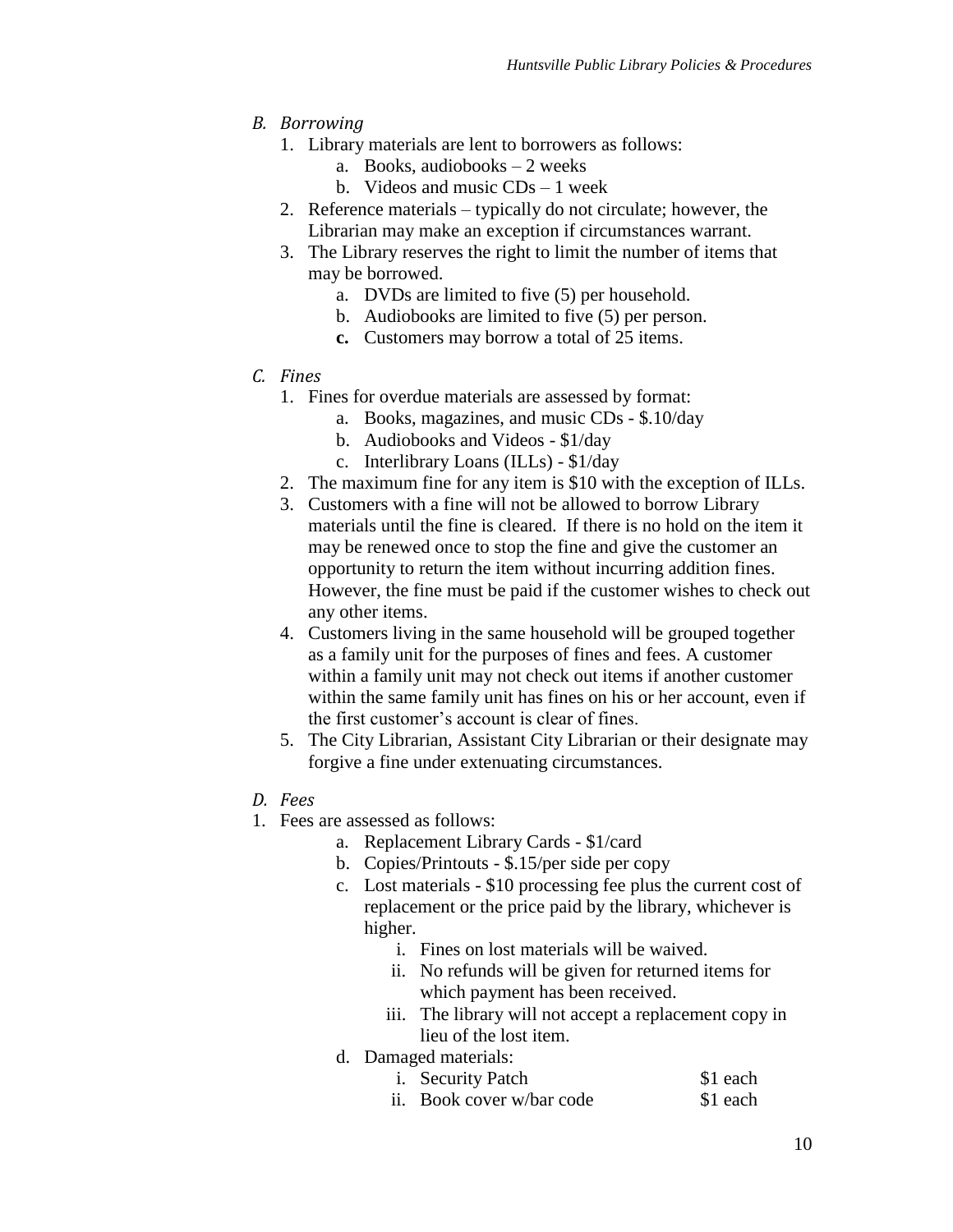*B. Borrowing*

1. Library materials are lent to borrowers as follows:
   a. Books, audiobooks – 2 weeks
   b. Videos and music CDs – 1 week
2. Reference materials – typically do not circulate; however, the Librarian may make an exception if circumstances warrant.
3. The Library reserves the right to limit the number of items that may be borrowed.
   a. DVDs are limited to five (5) per household.
   b. Audiobooks are limited to five (5) per person.
   **c.** Customers may borrow a total of 25 items.

*C. Fines*

1. Fines for overdue materials are assessed by format:
   a. Books, magazines, and music CDs - $.10/day
   b. Audiobooks and Videos - $1/day
   c. Interlibrary Loans (ILLs) - $1/day
2. The maximum fine for any item is $10 with the exception of ILLs.
3. Customers with a fine will not be allowed to borrow Library materials until the fine is cleared. If there is no hold on the item it may be renewed once to stop the fine and give the customer an opportunity to return the item without incurring addition fines. However, the fine must be paid if the customer wishes to check out any other items.
4. Customers living in the same household will be grouped together as a family unit for the purposes of fines and fees. A customer within a family unit may not check out items if another customer within the same family unit has fines on his or her account, even if the first customer's account is clear of fines.
5. The City Librarian, Assistant City Librarian or their designate may forgive a fine under extenuating circumstances.

*D. Fees*

1. Fees are assessed as follows:
   a. Replacement Library Cards - $1/card
   b. Copies/Printouts - $.15/per side per copy
   c. Lost materials - $10 processing fee plus the current cost of replacement or the price paid by the library, whichever is higher.
      i. Fines on lost materials will be waived.
      ii. No refunds will be given for returned items for which payment has been received.
      iii. The library will not accept a replacement copy in lieu of the lost item.
   d. Damaged materials:
      i. Security Patch $1 each
      ii. Book cover w/bar code $1 each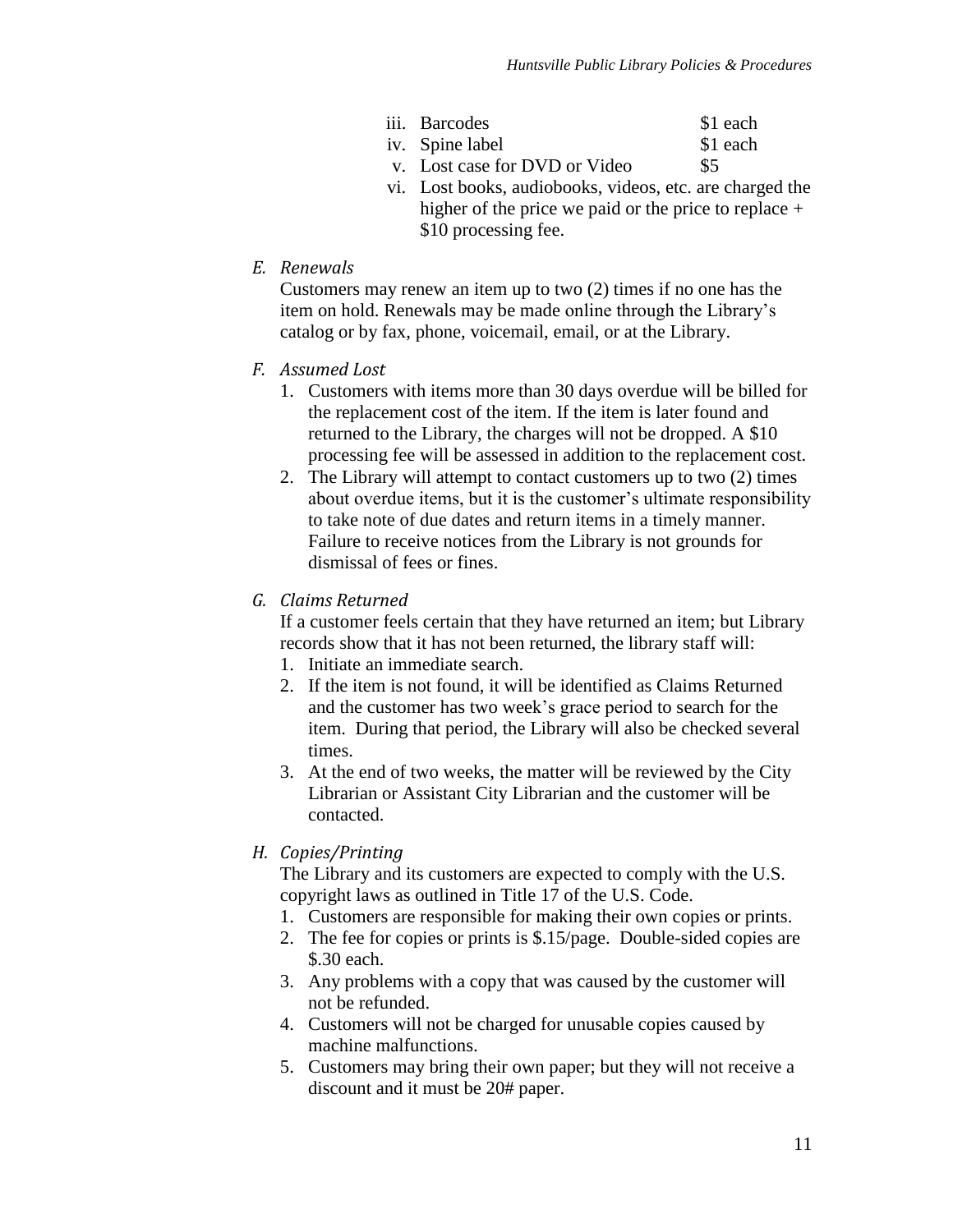iii. Barcodes $1 each
iv. Spine label $1 each
v. Lost case for DVD or Video $5
vi. Lost books, audiobooks, videos, etc. are charged the higher of the price we paid or the price to replace + $10 processing fee.

*E. Renewals*

Customers may renew an item up to two (2) times if no one has the item on hold. Renewals may be made online through the Library's catalog or by fax, phone, voicemail, email, or at the Library.

*F. Assumed Lost*

1. Customers with items more than 30 days overdue will be billed for the replacement cost of the item. If the item is later found and returned to the Library, the charges will not be dropped. A $10 processing fee will be assessed in addition to the replacement cost.
2. The Library will attempt to contact customers up to two (2) times about overdue items, but it is the customer's ultimate responsibility to take note of due dates and return items in a timely manner. Failure to receive notices from the Library is not grounds for dismissal of fees or fines.

*G. Claims Returned*

If a customer feels certain that they have returned an item; but Library records show that it has not been returned, the library staff will:

1. Initiate an immediate search.
2. If the item is not found, it will be identified as Claims Returned and the customer has two week's grace period to search for the item. During that period, the Library will also be checked several times.
3. At the end of two weeks, the matter will be reviewed by the City Librarian or Assistant City Librarian and the customer will be contacted.

*H. Copies/Printing*

The Library and its customers are expected to comply with the U.S. copyright laws as outlined in Title 17 of the U.S. Code.

1. Customers are responsible for making their own copies or prints.
2. The fee for copies or prints is $.15/page. Double-sided copies are $.30 each.
3. Any problems with a copy that was caused by the customer will not be refunded.
4. Customers will not be charged for unusable copies caused by machine malfunctions.
5. Customers may bring their own paper; but they will not receive a discount and it must be 20# paper.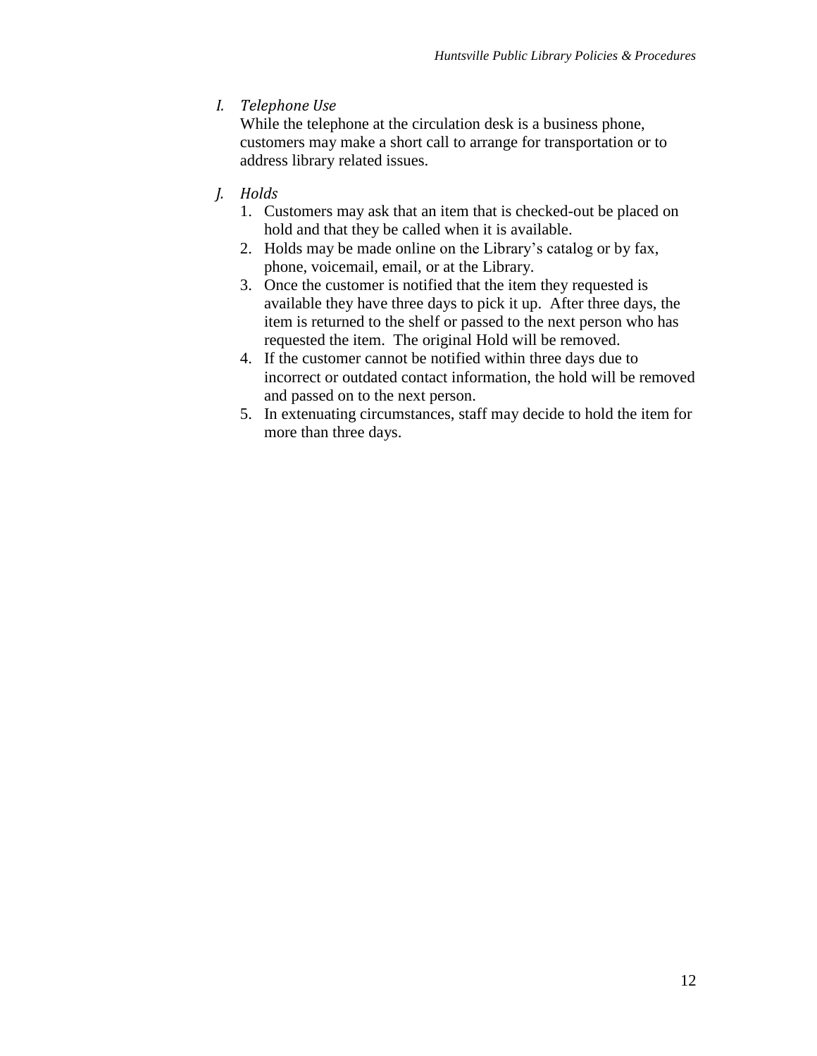### I. *Telephone Use*

While the telephone at the circulation desk is a business phone, customers may make a short call to arrange for transportation or to address library related issues.

### J. *Holds*

1. Customers may ask that an item that is checked-out be placed on hold and that they be called when it is available.
2. Holds may be made online on the Library's catalog or by fax, phone, voicemail, email, or at the Library.
3. Once the customer is notified that the item they requested is available they have three days to pick it up. After three days, the item is returned to the shelf or passed to the next person who has requested the item. The original Hold will be removed.
4. If the customer cannot be notified within three days due to incorrect or outdated contact information, the hold will be removed and passed on to the next person.
5. In extenuating circumstances, staff may decide to hold the item for more than three days.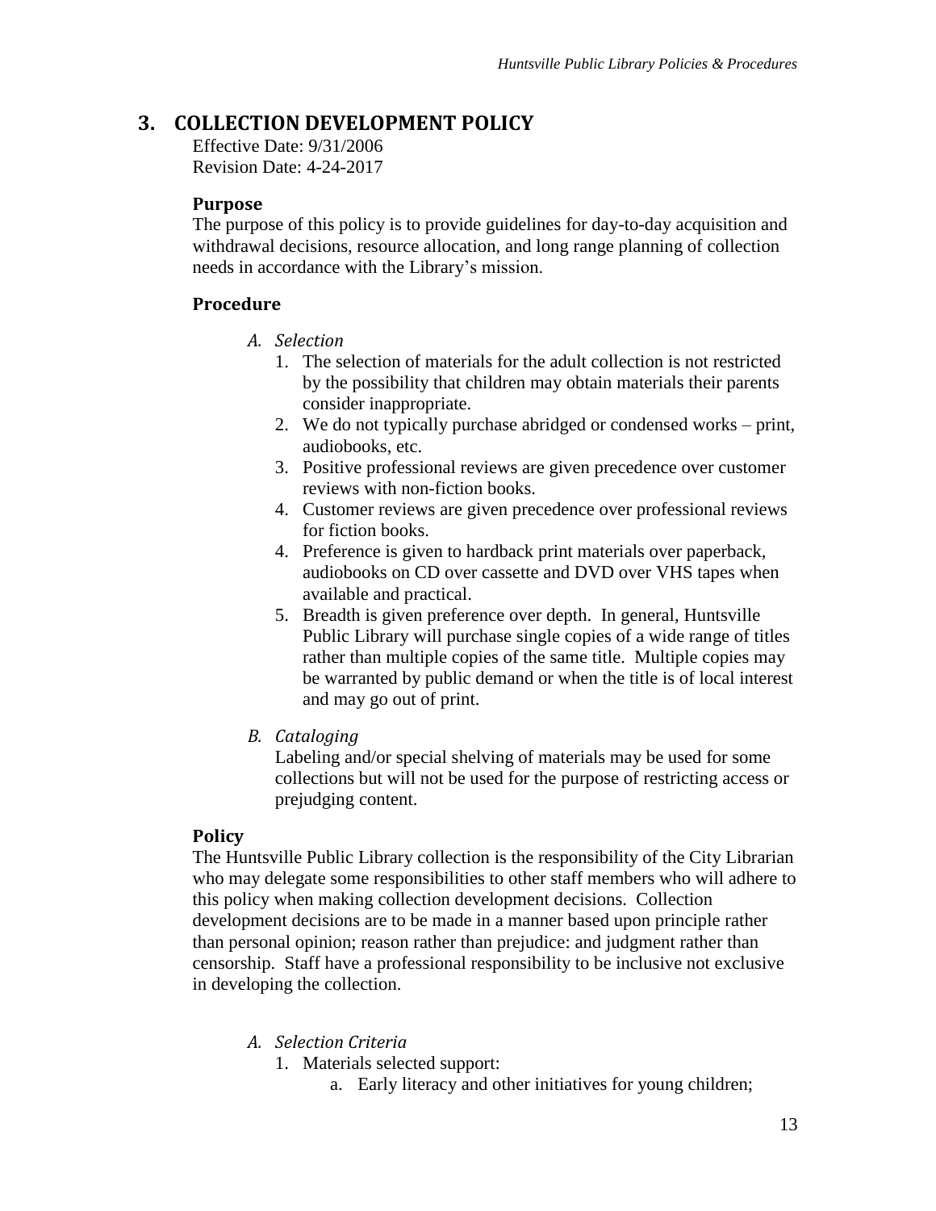## 3. COLLECTION DEVELOPMENT POLICY

Effective Date: 9/31/2006
Revision Date: 4-24-2017

### Purpose

The purpose of this policy is to provide guidelines for day-to-day acquisition and withdrawal decisions, resource allocation, and long range planning of collection needs in accordance with the Library's mission.

### Procedure

*A. Selection*

1. The selection of materials for the adult collection is not restricted by the possibility that children may obtain materials their parents consider inappropriate.
2. We do not typically purchase abridged or condensed works – print, audiobooks, etc.
3. Positive professional reviews are given precedence over customer reviews with non-fiction books.
4. Customer reviews are given precedence over professional reviews for fiction books.
4. Preference is given to hardback print materials over paperback, audiobooks on CD over cassette and DVD over VHS tapes when available and practical.
5. Breadth is given preference over depth. In general, Huntsville Public Library will purchase single copies of a wide range of titles rather than multiple copies of the same title. Multiple copies may be warranted by public demand or when the title is of local interest and may go out of print.

*B. Cataloging*

Labeling and/or special shelving of materials may be used for some collections but will not be used for the purpose of restricting access or prejudging content.

### Policy

The Huntsville Public Library collection is the responsibility of the City Librarian who may delegate some responsibilities to other staff members who will adhere to this policy when making collection development decisions. Collection development decisions are to be made in a manner based upon principle rather than personal opinion; reason rather than prejudice: and judgment rather than censorship. Staff have a professional responsibility to be inclusive not exclusive in developing the collection.

*A. Selection Criteria*

1. Materials selected support:
   a. Early literacy and other initiatives for young children;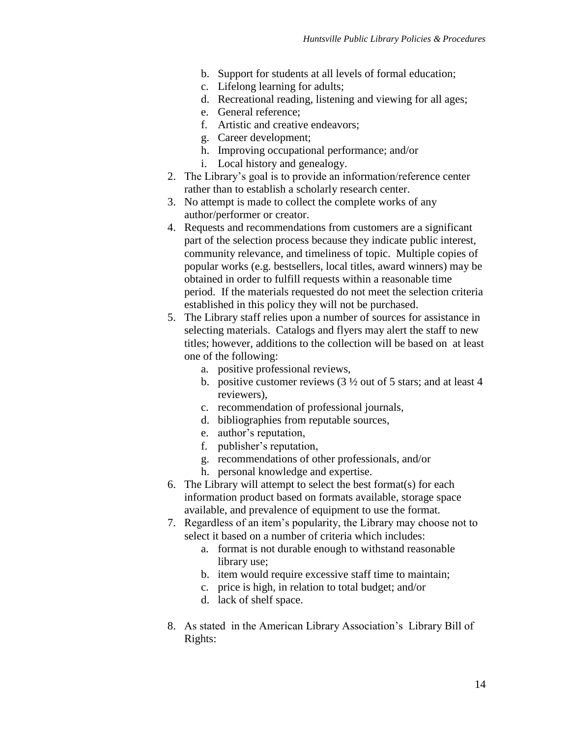b. Support for students at all levels of formal education;
   c. Lifelong learning for adults;
   d. Recreational reading, listening and viewing for all ages;
   e. General reference;
   f. Artistic and creative endeavors;
   g. Career development;
   h. Improving occupational performance; and/or
   i. Local history and genealogy.

2. The Library's goal is to provide an information/reference center rather than to establish a scholarly research center.
3. No attempt is made to collect the complete works of any author/performer or creator.
4. Requests and recommendations from customers are a significant part of the selection process because they indicate public interest, community relevance, and timeliness of topic. Multiple copies of popular works (e.g. bestsellers, local titles, award winners) may be obtained in order to fulfill requests within a reasonable time period. If the materials requested do not meet the selection criteria established in this policy they will not be purchased.
5. The Library staff relies upon a number of sources for assistance in selecting materials. Catalogs and flyers may alert the staff to new titles; however, additions to the collection will be based on at least one of the following:
   a. positive professional reviews,
   b. positive customer reviews (3 ½ out of 5 stars; and at least 4 reviewers),
   c. recommendation of professional journals,
   d. bibliographies from reputable sources,
   e. author's reputation,
   f. publisher's reputation,
   g. recommendations of other professionals, and/or
   h. personal knowledge and expertise.
6. The Library will attempt to select the best format(s) for each information product based on formats available, storage space available, and prevalence of equipment to use the format.
7. Regardless of an item's popularity, the Library may choose not to select it based on a number of criteria which includes:
   a. format is not durable enough to withstand reasonable library use;
   b. item would require excessive staff time to maintain;
   c. price is high, in relation to total budget; and/or
   d. lack of shelf space.
8. As stated in the American Library Association's Library Bill of Rights: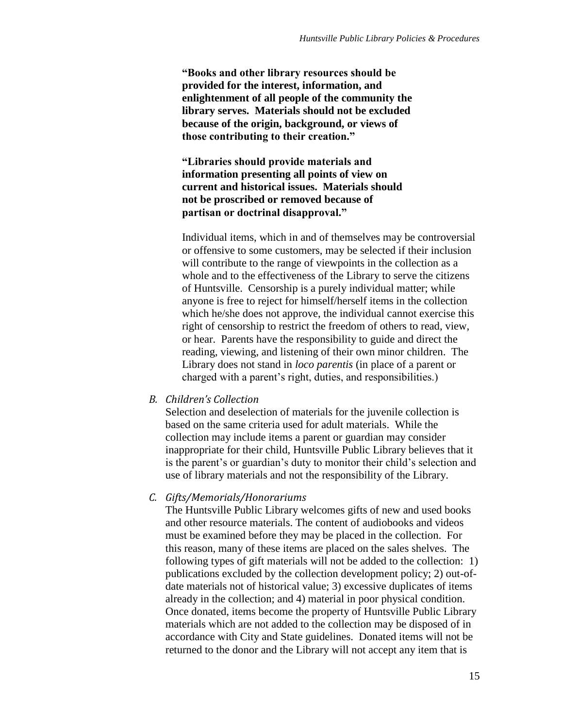**"Books and other library resources should be provided for the interest, information, and enlightenment of all people of the community the library serves. Materials should not be excluded because of the origin, background, or views of those contributing to their creation."**

**"Libraries should provide materials and information presenting all points of view on current and historical issues. Materials should not be proscribed or removed because of partisan or doctrinal disapproval."**

Individual items, which in and of themselves may be controversial or offensive to some customers, may be selected if their inclusion will contribute to the range of viewpoints in the collection as a whole and to the effectiveness of the Library to serve the citizens of Huntsville. Censorship is a purely individual matter; while anyone is free to reject for himself/herself items in the collection which he/she does not approve, the individual cannot exercise this right of censorship to restrict the freedom of others to read, view, or hear. Parents have the responsibility to guide and direct the reading, viewing, and listening of their own minor children. The Library does not stand in *loco parentis* (in place of a parent or charged with a parent's right, duties, and responsibilities.)

*B. Children's Collection*

Selection and deselection of materials for the juvenile collection is based on the same criteria used for adult materials. While the collection may include items a parent or guardian may consider inappropriate for their child, Huntsville Public Library believes that it is the parent's or guardian's duty to monitor their child's selection and use of library materials and not the responsibility of the Library.

*C. Gifts/Memorials/Honorariums*

The Huntsville Public Library welcomes gifts of new and used books and other resource materials. The content of audiobooks and videos must be examined before they may be placed in the collection. For this reason, many of these items are placed on the sales shelves. The following types of gift materials will not be added to the collection: 1) publications excluded by the collection development policy; 2) out-of-date materials not of historical value; 3) excessive duplicates of items already in the collection; and 4) material in poor physical condition. Once donated, items become the property of Huntsville Public Library materials which are not added to the collection may be disposed of in accordance with City and State guidelines. Donated items will not be returned to the donor and the Library will not accept any item that is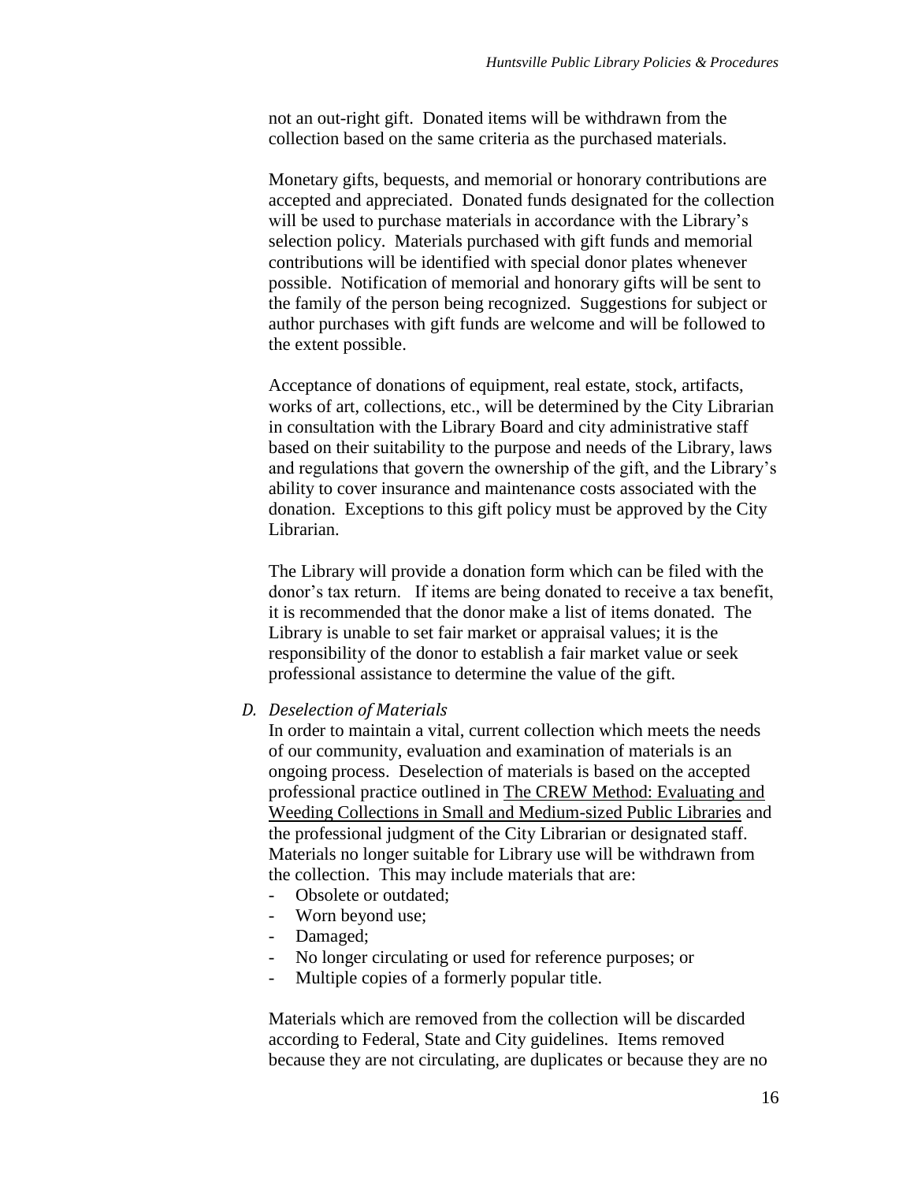not an out-right gift. Donated items will be withdrawn from the collection based on the same criteria as the purchased materials.

Monetary gifts, bequests, and memorial or honorary contributions are accepted and appreciated. Donated funds designated for the collection will be used to purchase materials in accordance with the Library's selection policy. Materials purchased with gift funds and memorial contributions will be identified with special donor plates whenever possible. Notification of memorial and honorary gifts will be sent to the family of the person being recognized. Suggestions for subject or author purchases with gift funds are welcome and will be followed to the extent possible.

Acceptance of donations of equipment, real estate, stock, artifacts, works of art, collections, etc., will be determined by the City Librarian in consultation with the Library Board and city administrative staff based on their suitability to the purpose and needs of the Library, laws and regulations that govern the ownership of the gift, and the Library's ability to cover insurance and maintenance costs associated with the donation. Exceptions to this gift policy must be approved by the City Librarian.

The Library will provide a donation form which can be filed with the donor's tax return. If items are being donated to receive a tax benefit, it is recommended that the donor make a list of items donated. The Library is unable to set fair market or appraisal values; it is the responsibility of the donor to establish a fair market value or seek professional assistance to determine the value of the gift.

*D. Deselection of Materials*

In order to maintain a vital, current collection which meets the needs of our community, evaluation and examination of materials is an ongoing process. Deselection of materials is based on the accepted professional practice outlined in The CREW Method: Evaluating and Weeding Collections in Small and Medium-sized Public Libraries and the professional judgment of the City Librarian or designated staff. Materials no longer suitable for Library use will be withdrawn from the collection. This may include materials that are:

- Obsolete or outdated;
- Worn beyond use;
- Damaged;
- No longer circulating or used for reference purposes; or
- Multiple copies of a formerly popular title.

Materials which are removed from the collection will be discarded according to Federal, State and City guidelines. Items removed because they are not circulating, are duplicates or because they are no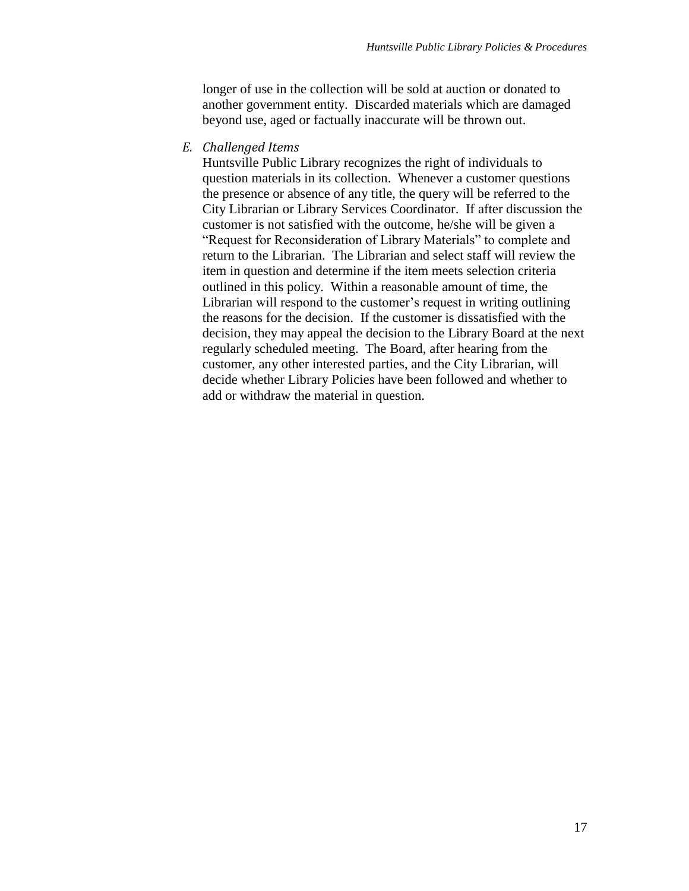longer of use in the collection will be sold at auction or donated to another government entity. Discarded materials which are damaged beyond use, aged or factually inaccurate will be thrown out.

E. *Challenged Items*

Huntsville Public Library recognizes the right of individuals to question materials in its collection. Whenever a customer questions the presence or absence of any title, the query will be referred to the City Librarian or Library Services Coordinator. If after discussion the customer is not satisfied with the outcome, he/she will be given a "Request for Reconsideration of Library Materials" to complete and return to the Librarian. The Librarian and select staff will review the item in question and determine if the item meets selection criteria outlined in this policy. Within a reasonable amount of time, the Librarian will respond to the customer's request in writing outlining the reasons for the decision. If the customer is dissatisfied with the decision, they may appeal the decision to the Library Board at the next regularly scheduled meeting. The Board, after hearing from the customer, any other interested parties, and the City Librarian, will decide whether Library Policies have been followed and whether to add or withdraw the material in question.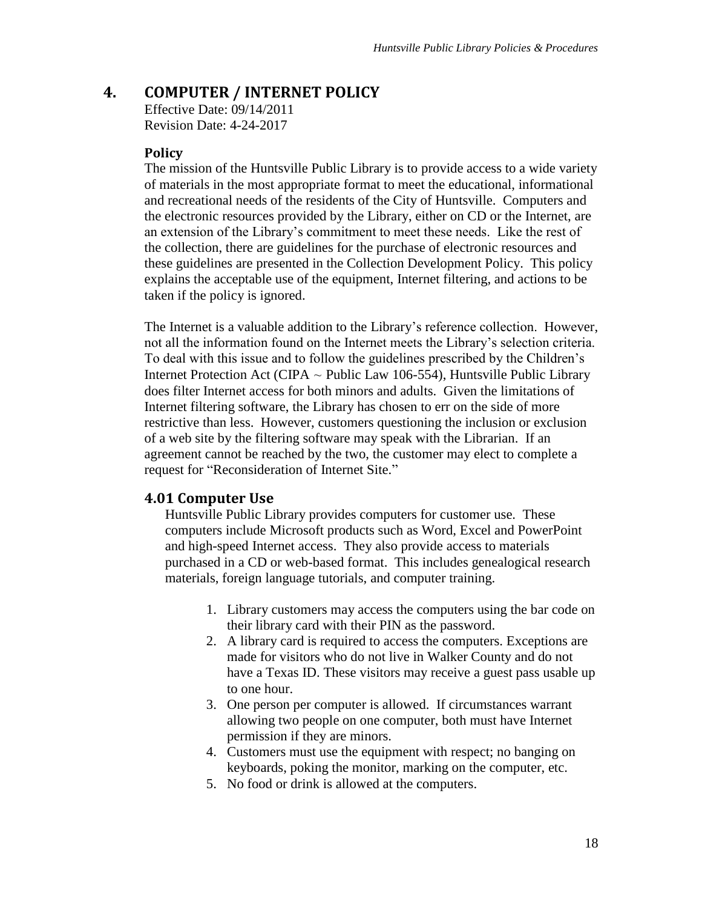# 4. COMPUTER / INTERNET POLICY

Effective Date: 09/14/2011
Revision Date: 4-24-2017

### Policy

The mission of the Huntsville Public Library is to provide access to a wide variety of materials in the most appropriate format to meet the educational, informational and recreational needs of the residents of the City of Huntsville. Computers and the electronic resources provided by the Library, either on CD or the Internet, are an extension of the Library's commitment to meet these needs. Like the rest of the collection, there are guidelines for the purchase of electronic resources and these guidelines are presented in the Collection Development Policy. This policy explains the acceptable use of the equipment, Internet filtering, and actions to be taken if the policy is ignored.

The Internet is a valuable addition to the Library's reference collection. However, not all the information found on the Internet meets the Library's selection criteria. To deal with this issue and to follow the guidelines prescribed by the Children's Internet Protection Act (CIPA ~ Public Law 106-554), Huntsville Public Library does filter Internet access for both minors and adults. Given the limitations of Internet filtering software, the Library has chosen to err on the side of more restrictive than less. However, customers questioning the inclusion or exclusion of a web site by the filtering software may speak with the Librarian. If an agreement cannot be reached by the two, the customer may elect to complete a request for "Reconsideration of Internet Site."

## 4.01 Computer Use

Huntsville Public Library provides computers for customer use. These computers include Microsoft products such as Word, Excel and PowerPoint and high-speed Internet access. They also provide access to materials purchased in a CD or web-based format. This includes genealogical research materials, foreign language tutorials, and computer training.

1. Library customers may access the computers using the bar code on their library card with their PIN as the password.
2. A library card is required to access the computers. Exceptions are made for visitors who do not live in Walker County and do not have a Texas ID. These visitors may receive a guest pass usable up to one hour.
3. One person per computer is allowed. If circumstances warrant allowing two people on one computer, both must have Internet permission if they are minors.
4. Customers must use the equipment with respect; no banging on keyboards, poking the monitor, marking on the computer, etc.
5. No food or drink is allowed at the computers.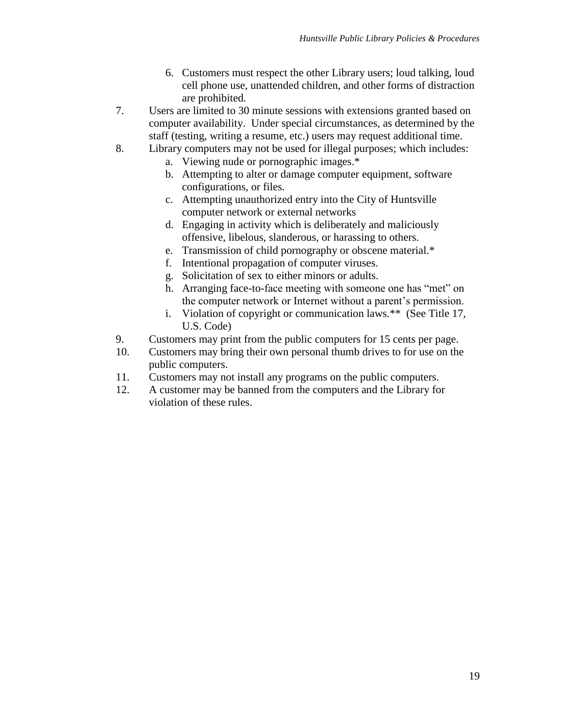6. Customers must respect the other Library users; loud talking, loud cell phone use, unattended children, and other forms of distraction are prohibited.

7. Users are limited to 30 minute sessions with extensions granted based on computer availability. Under special circumstances, as determined by the staff (testing, writing a resume, etc.) users may request additional time.
8. Library computers may not be used for illegal purposes; which includes:
   a. Viewing nude or pornographic images.*
   b. Attempting to alter or damage computer equipment, software configurations, or files.
   c. Attempting unauthorized entry into the City of Huntsville computer network or external networks
   d. Engaging in activity which is deliberately and maliciously offensive, libelous, slanderous, or harassing to others.
   e. Transmission of child pornography or obscene material.*
   f. Intentional propagation of computer viruses.
   g. Solicitation of sex to either minors or adults.
   h. Arranging face-to-face meeting with someone one has "met" on the computer network or Internet without a parent's permission.
   i. Violation of copyright or communication laws.** (See Title 17, U.S. Code)
9. Customers may print from the public computers for 15 cents per page.
10. Customers may bring their own personal thumb drives to for use on the public computers.
11. Customers may not install any programs on the public computers.
12. A customer may be banned from the computers and the Library for violation of these rules.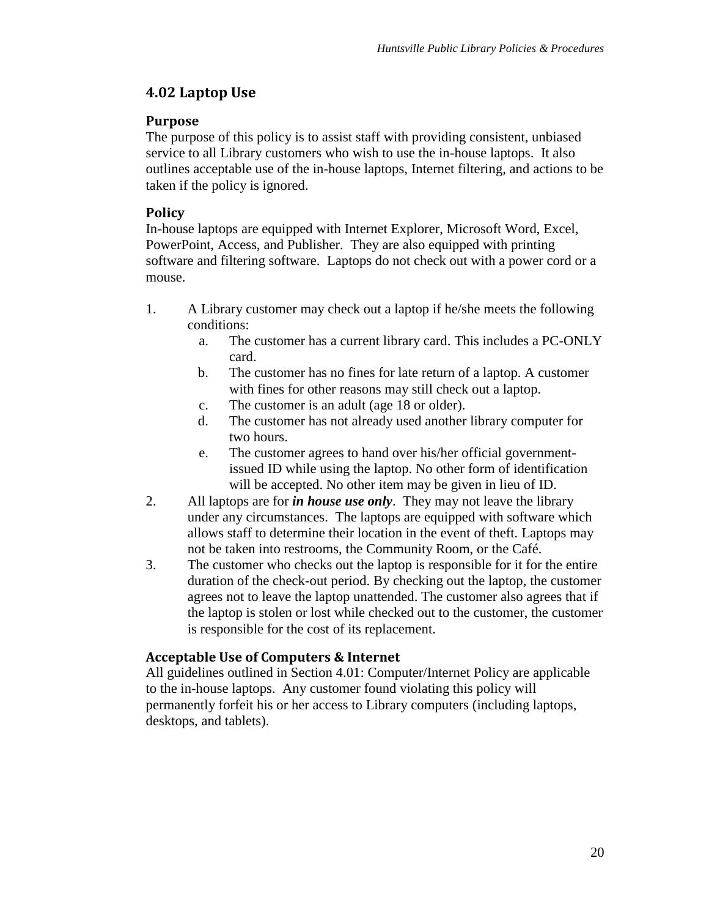## 4.02 Laptop Use

### Purpose

The purpose of this policy is to assist staff with providing consistent, unbiased service to all Library customers who wish to use the in-house laptops. It also outlines acceptable use of the in-house laptops, Internet filtering, and actions to be taken if the policy is ignored.

### Policy

In-house laptops are equipped with Internet Explorer, Microsoft Word, Excel, PowerPoint, Access, and Publisher. They are also equipped with printing software and filtering software. Laptops do not check out with a power cord or a mouse.

1. A Library customer may check out a laptop if he/she meets the following conditions:
    a. The customer has a current library card. This includes a PC-ONLY card.
    b. The customer has no fines for late return of a laptop. A customer with fines for other reasons may still check out a laptop.
    c. The customer is an adult (age 18 or older).
    d. The customer has not already used another library computer for two hours.
    e. The customer agrees to hand over his/her official government-issued ID while using the laptop. No other form of identification will be accepted. No other item may be given in lieu of ID.
2. All laptops are for ***in house use only***. They may not leave the library under any circumstances. The laptops are equipped with software which allows staff to determine their location in the event of theft. Laptops may not be taken into restrooms, the Community Room, or the Café.
3. The customer who checks out the laptop is responsible for it for the entire duration of the check-out period. By checking out the laptop, the customer agrees not to leave the laptop unattended. The customer also agrees that if the laptop is stolen or lost while checked out to the customer, the customer is responsible for the cost of its replacement.

### Acceptable Use of Computers & Internet

All guidelines outlined in Section 4.01: Computer/Internet Policy are applicable to the in-house laptops. Any customer found violating this policy will permanently forfeit his or her access to Library computers (including laptops, desktops, and tablets).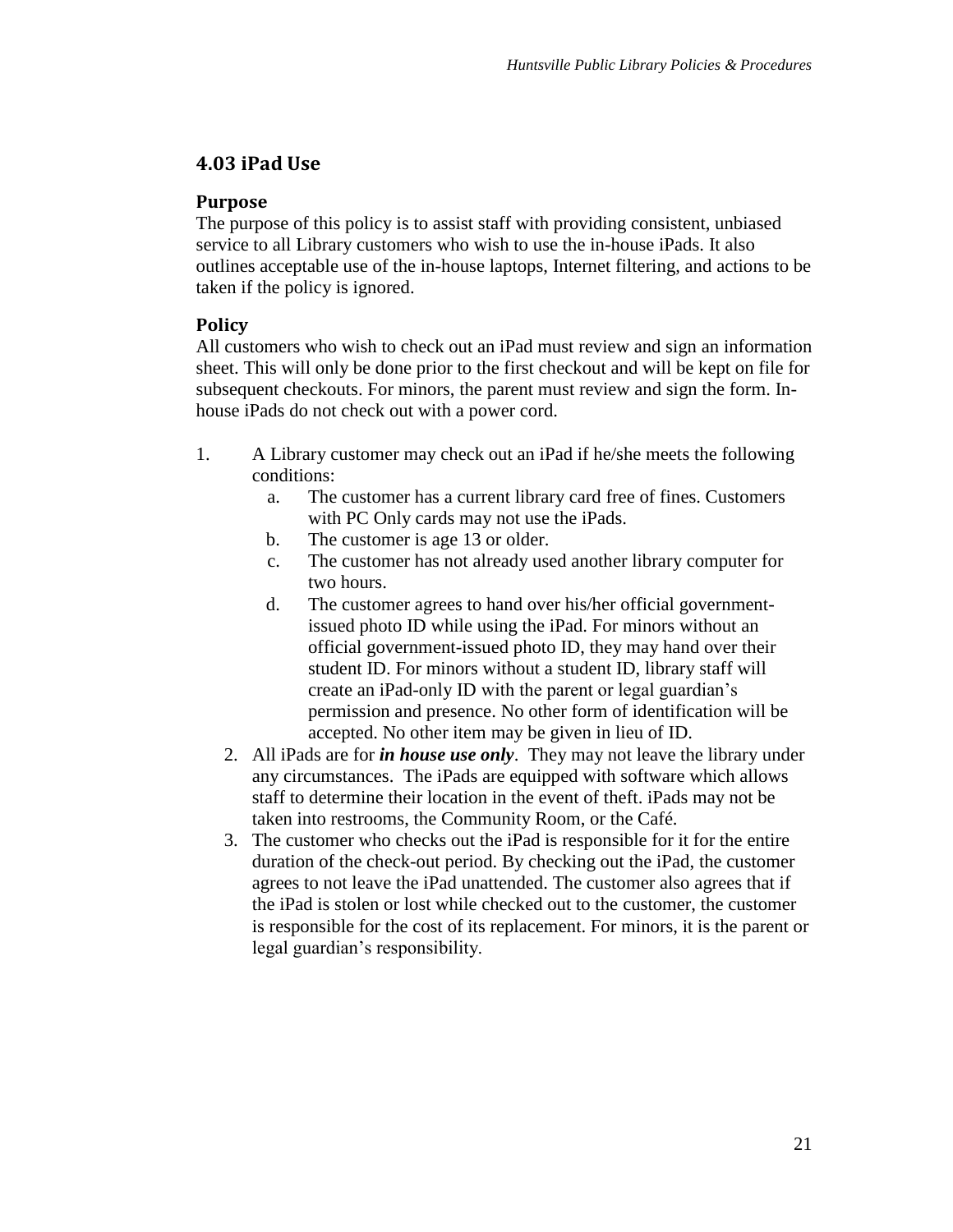## 4.03 iPad Use

### Purpose

The purpose of this policy is to assist staff with providing consistent, unbiased service to all Library customers who wish to use the in-house iPads. It also outlines acceptable use of the in-house laptops, Internet filtering, and actions to be taken if the policy is ignored.

### Policy

All customers who wish to check out an iPad must review and sign an information sheet. This will only be done prior to the first checkout and will be kept on file for subsequent checkouts. For minors, the parent must review and sign the form. In-house iPads do not check out with a power cord.

1. A Library customer may check out an iPad if he/she meets the following conditions:
   a. The customer has a current library card free of fines. Customers with PC Only cards may not use the iPads.
   b. The customer is age 13 or older.
   c. The customer has not already used another library computer for two hours.
   d. The customer agrees to hand over his/her official government-issued photo ID while using the iPad. For minors without an official government-issued photo ID, they may hand over their student ID. For minors without a student ID, library staff will create an iPad-only ID with the parent or legal guardian's permission and presence. No other form of identification will be accepted. No other item may be given in lieu of ID.
2. All iPads are for ***in house use only***. They may not leave the library under any circumstances. The iPads are equipped with software which allows staff to determine their location in the event of theft. iPads may not be taken into restrooms, the Community Room, or the Café.
3. The customer who checks out the iPad is responsible for it for the entire duration of the check-out period. By checking out the iPad, the customer agrees to not leave the iPad unattended. The customer also agrees that if the iPad is stolen or lost while checked out to the customer, the customer is responsible for the cost of its replacement. For minors, it is the parent or legal guardian's responsibility.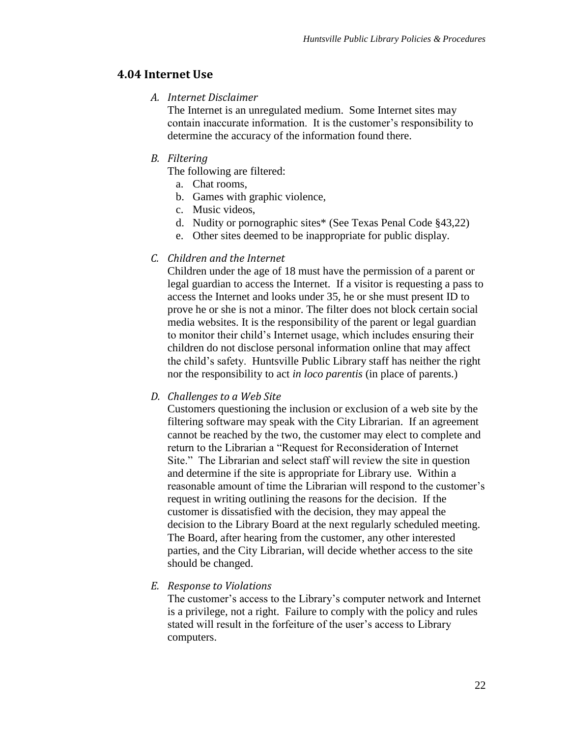## 4.04 Internet Use

*A. Internet Disclaimer*

The Internet is an unregulated medium. Some Internet sites may contain inaccurate information. It is the customer's responsibility to determine the accuracy of the information found there.

*B. Filtering*

The following are filtered:

a. Chat rooms,
b. Games with graphic violence,
c. Music videos,
d. Nudity or pornographic sites* (See Texas Penal Code §43,22)
e. Other sites deemed to be inappropriate for public display.

*C. Children and the Internet*

Children under the age of 18 must have the permission of a parent or legal guardian to access the Internet. If a visitor is requesting a pass to access the Internet and looks under 35, he or she must present ID to prove he or she is not a minor. The filter does not block certain social media websites. It is the responsibility of the parent or legal guardian to monitor their child's Internet usage, which includes ensuring their children do not disclose personal information online that may affect the child's safety. Huntsville Public Library staff has neither the right nor the responsibility to act *in loco parentis* (in place of parents.)

*D. Challenges to a Web Site*

Customers questioning the inclusion or exclusion of a web site by the filtering software may speak with the City Librarian. If an agreement cannot be reached by the two, the customer may elect to complete and return to the Librarian a "Request for Reconsideration of Internet Site." The Librarian and select staff will review the site in question and determine if the site is appropriate for Library use. Within a reasonable amount of time the Librarian will respond to the customer's request in writing outlining the reasons for the decision. If the customer is dissatisfied with the decision, they may appeal the decision to the Library Board at the next regularly scheduled meeting. The Board, after hearing from the customer, any other interested parties, and the City Librarian, will decide whether access to the site should be changed.

*E. Response to Violations*

The customer's access to the Library's computer network and Internet is a privilege, not a right. Failure to comply with the policy and rules stated will result in the forfeiture of the user's access to Library computers.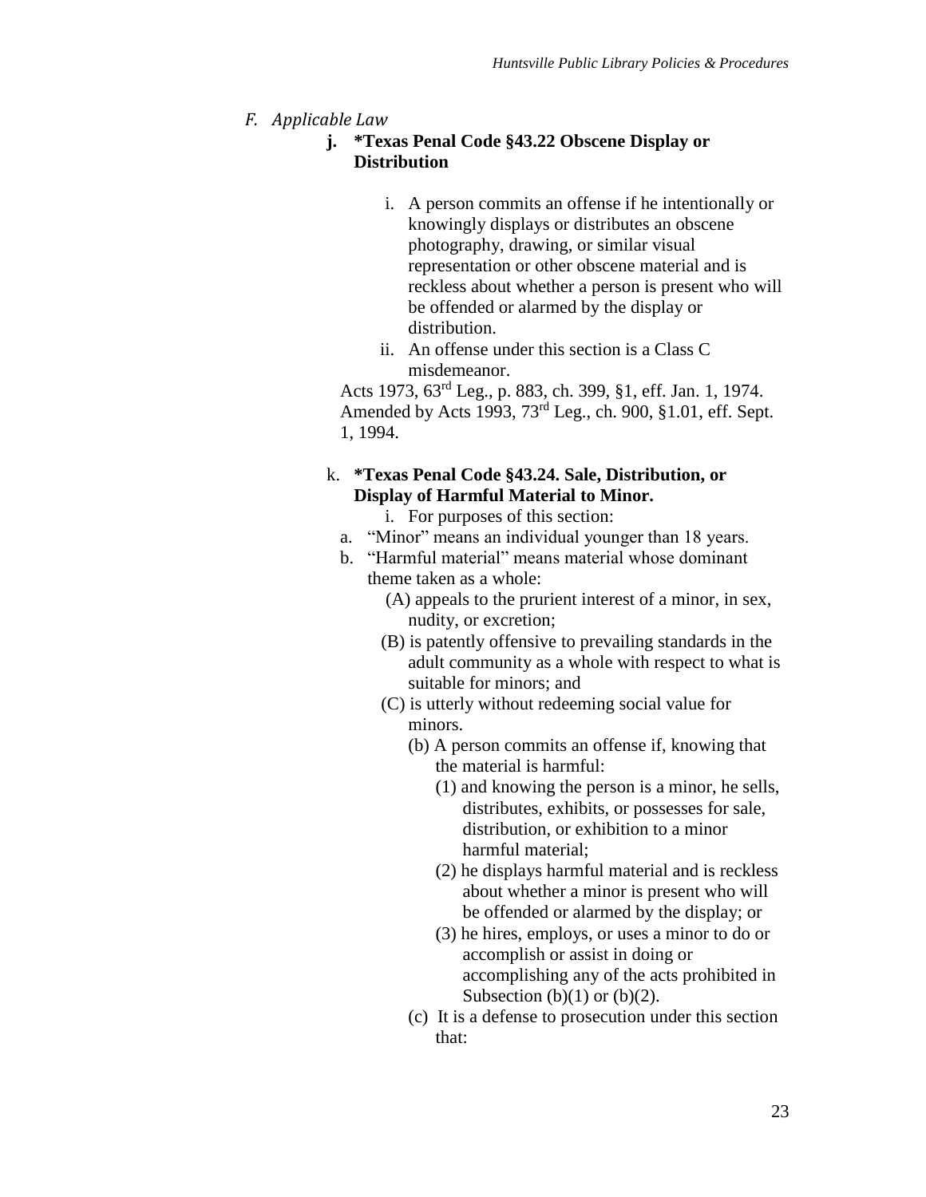*F. Applicable Law*

**j. \*Texas Penal Code §43.22 Obscene Display or Distribution**

i. A person commits an offense if he intentionally or knowingly displays or distributes an obscene photography, drawing, or similar visual representation or other obscene material and is reckless about whether a person is present who will be offended or alarmed by the display or distribution.

ii. An offense under this section is a Class C misdemeanor.

Acts 1973, 63rd Leg., p. 883, ch. 399, §1, eff. Jan. 1, 1974. Amended by Acts 1993, 73rd Leg., ch. 900, §1.01, eff. Sept. 1, 1994.

k. **\*Texas Penal Code §43.24. Sale, Distribution, or Display of Harmful Material to Minor.**

i. For purposes of this section:

a. "Minor" means an individual younger than 18 years.

b. "Harmful material" means material whose dominant theme taken as a whole:

(A) appeals to the prurient interest of a minor, in sex, nudity, or excretion;

(B) is patently offensive to prevailing standards in the adult community as a whole with respect to what is suitable for minors; and

(C) is utterly without redeeming social value for minors.

(b) A person commits an offense if, knowing that the material is harmful:

(1) and knowing the person is a minor, he sells, distributes, exhibits, or possesses for sale, distribution, or exhibition to a minor harmful material;

(2) he displays harmful material and is reckless about whether a minor is present who will be offended or alarmed by the display; or

(3) he hires, employs, or uses a minor to do or accomplish or assist in doing or accomplishing any of the acts prohibited in Subsection (b)(1) or (b)(2).

(c) It is a defense to prosecution under this section that: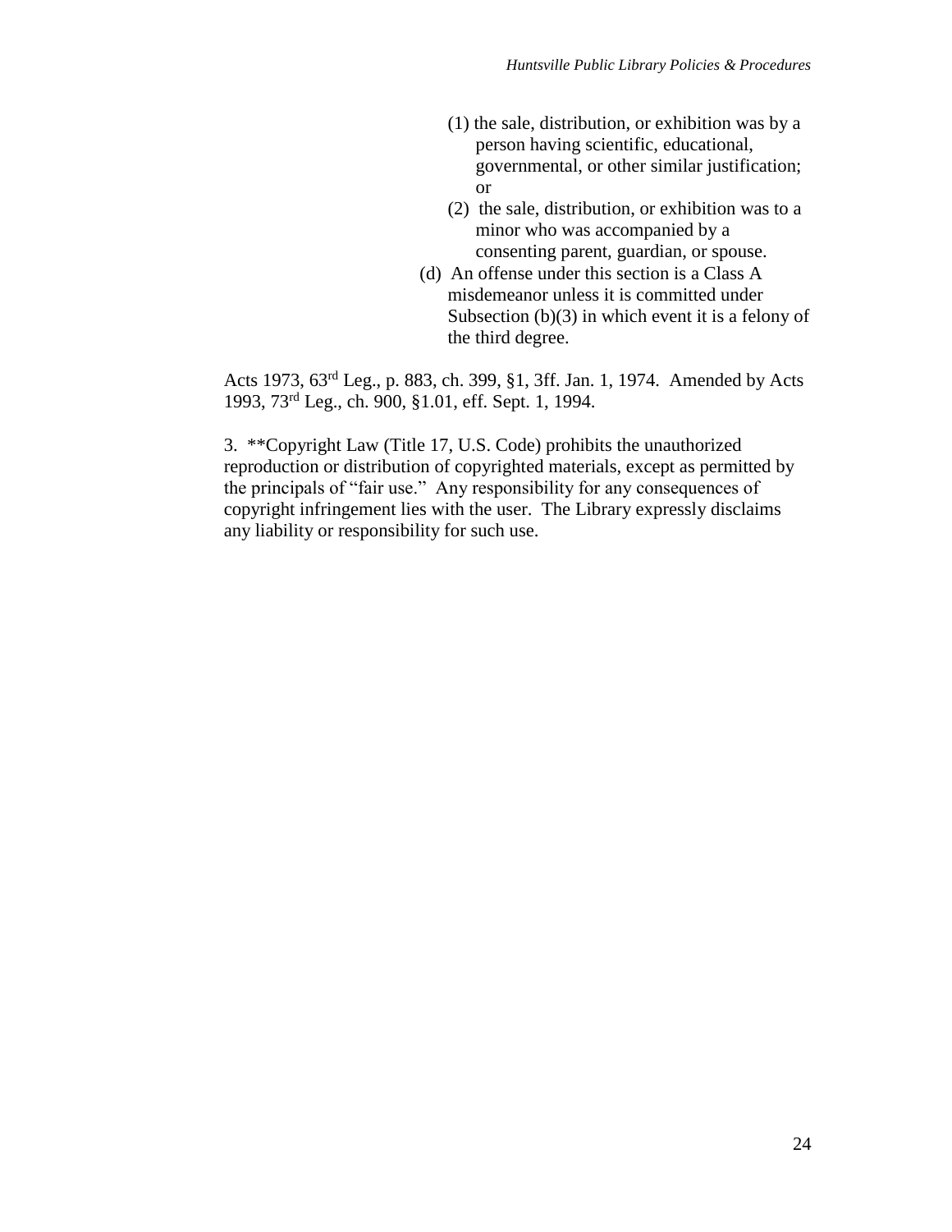(1) the sale, distribution, or exhibition was by a person having scientific, educational, governmental, or other similar justification; or

(2) the sale, distribution, or exhibition was to a minor who was accompanied by a consenting parent, guardian, or spouse.

(d) An offense under this section is a Class A misdemeanor unless it is committed under Subsection (b)(3) in which event it is a felony of the third degree.

Acts 1973, 63rd Leg., p. 883, ch. 399, §1, 3ff. Jan. 1, 1974. Amended by Acts 1993, 73rd Leg., ch. 900, §1.01, eff. Sept. 1, 1994.

3. **Copyright Law (Title 17, U.S. Code) prohibits the unauthorized reproduction or distribution of copyrighted materials, except as permitted by the principals of "fair use." Any responsibility for any consequences of copyright infringement lies with the user. The Library expressly disclaims any liability or responsibility for such use.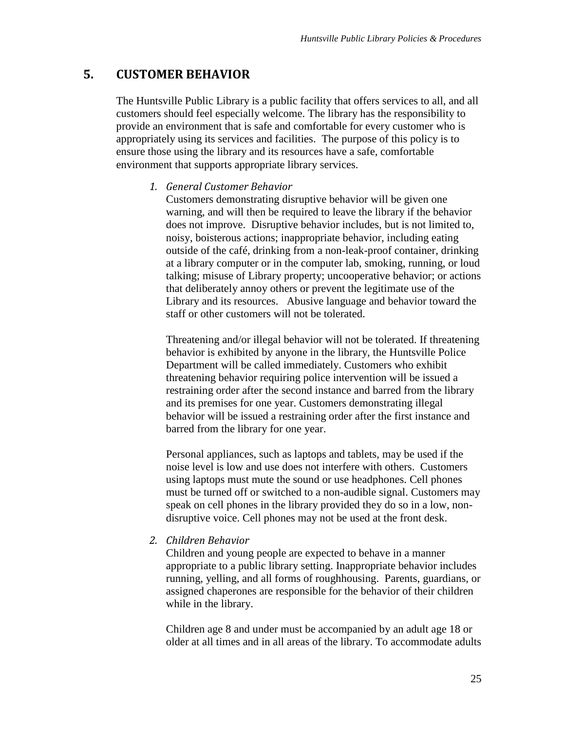## 5. CUSTOMER BEHAVIOR

The Huntsville Public Library is a public facility that offers services to all, and all customers should feel especially welcome. The library has the responsibility to provide an environment that is safe and comfortable for every customer who is appropriately using its services and facilities. The purpose of this policy is to ensure those using the library and its resources have a safe, comfortable environment that supports appropriate library services.

1. *General Customer Behavior*

   Customers demonstrating disruptive behavior will be given one warning, and will then be required to leave the library if the behavior does not improve. Disruptive behavior includes, but is not limited to, noisy, boisterous actions; inappropriate behavior, including eating outside of the café, drinking from a non-leak-proof container, drinking at a library computer or in the computer lab, smoking, running, or loud talking; misuse of Library property; uncooperative behavior; or actions that deliberately annoy others or prevent the legitimate use of the Library and its resources. Abusive language and behavior toward the staff or other customers will not be tolerated.

   Threatening and/or illegal behavior will not be tolerated. If threatening behavior is exhibited by anyone in the library, the Huntsville Police Department will be called immediately. Customers who exhibit threatening behavior requiring police intervention will be issued a restraining order after the second instance and barred from the library and its premises for one year. Customers demonstrating illegal behavior will be issued a restraining order after the first instance and barred from the library for one year.

   Personal appliances, such as laptops and tablets, may be used if the noise level is low and use does not interfere with others. Customers using laptops must mute the sound or use headphones. Cell phones must be turned off or switched to a non-audible signal. Customers may speak on cell phones in the library provided they do so in a low, non-disruptive voice. Cell phones may not be used at the front desk.

2. *Children Behavior*

   Children and young people are expected to behave in a manner appropriate to a public library setting. Inappropriate behavior includes running, yelling, and all forms of roughhousing. Parents, guardians, or assigned chaperones are responsible for the behavior of their children while in the library.

   Children age 8 and under must be accompanied by an adult age 18 or older at all times and in all areas of the library. To accommodate adults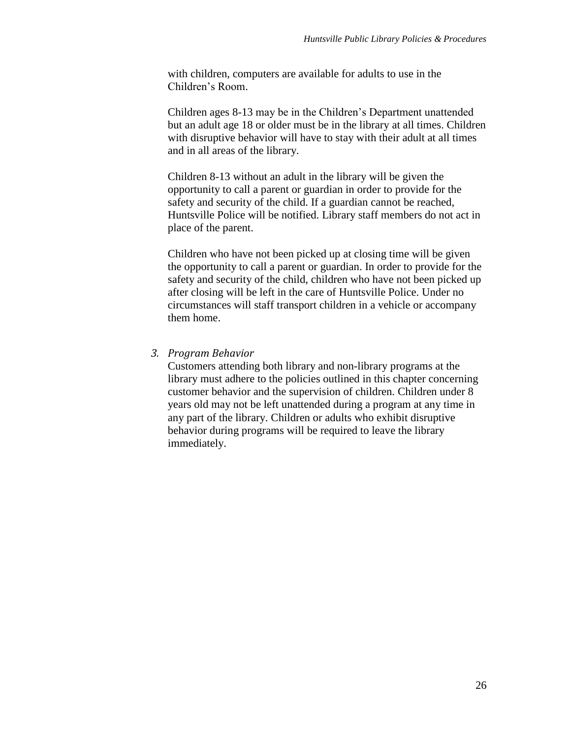with children, computers are available for adults to use in the Children's Room.

Children ages 8-13 may be in the Children's Department unattended but an adult age 18 or older must be in the library at all times. Children with disruptive behavior will have to stay with their adult at all times and in all areas of the library.

Children 8-13 without an adult in the library will be given the opportunity to call a parent or guardian in order to provide for the safety and security of the child. If a guardian cannot be reached, Huntsville Police will be notified. Library staff members do not act in place of the parent.

Children who have not been picked up at closing time will be given the opportunity to call a parent or guardian. In order to provide for the safety and security of the child, children who have not been picked up after closing will be left in the care of Huntsville Police. Under no circumstances will staff transport children in a vehicle or accompany them home.

3. *Program Behavior*

   Customers attending both library and non-library programs at the library must adhere to the policies outlined in this chapter concerning customer behavior and the supervision of children. Children under 8 years old may not be left unattended during a program at any time in any part of the library. Children or adults who exhibit disruptive behavior during programs will be required to leave the library immediately.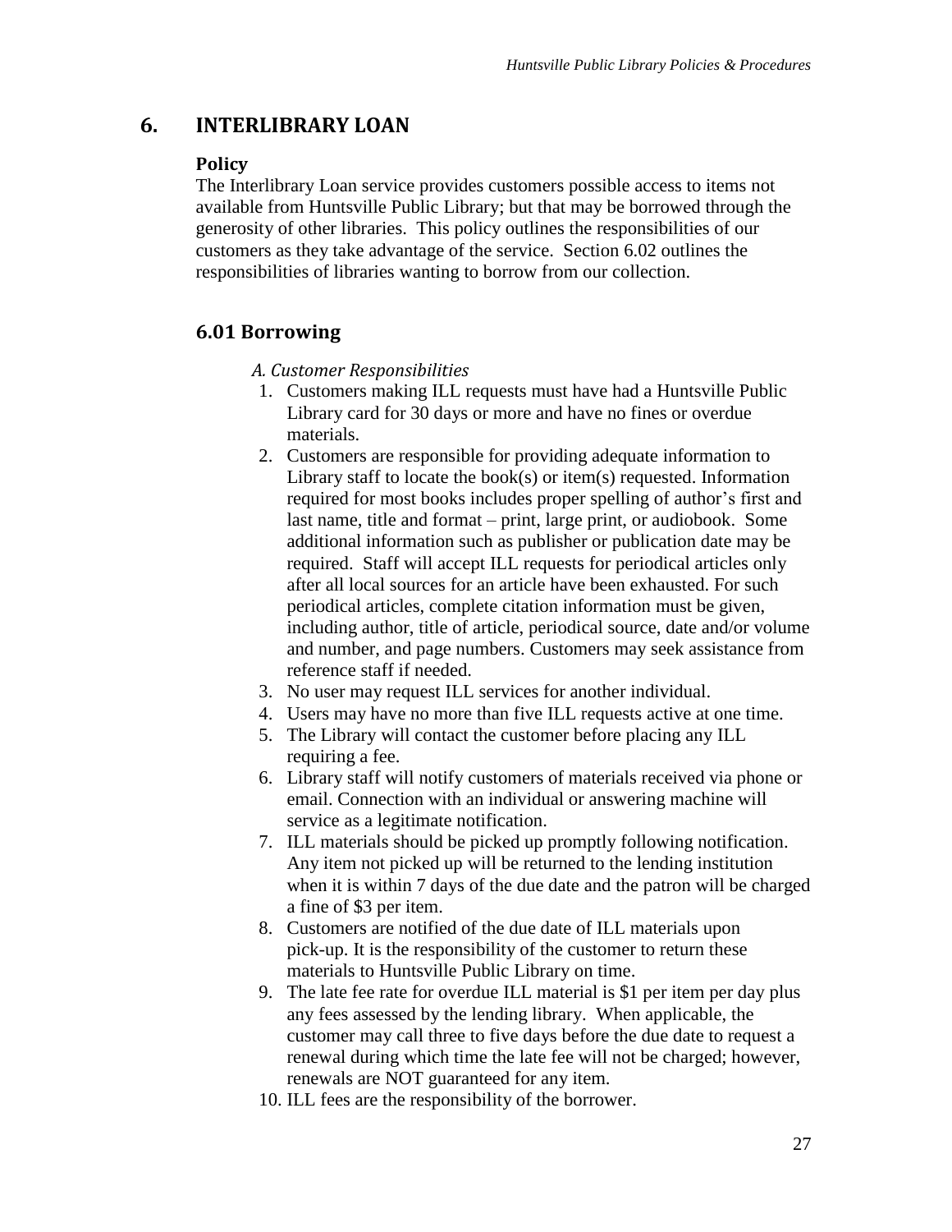# 6. INTERLIBRARY LOAN

### Policy

The Interlibrary Loan service provides customers possible access to items not available from Huntsville Public Library; but that may be borrowed through the generosity of other libraries. This policy outlines the responsibilities of our customers as they take advantage of the service. Section 6.02 outlines the responsibilities of libraries wanting to borrow from our collection.

## 6.01 Borrowing

*A. Customer Responsibilities*

1. Customers making ILL requests must have had a Huntsville Public Library card for 30 days or more and have no fines or overdue materials.
2. Customers are responsible for providing adequate information to Library staff to locate the book(s) or item(s) requested. Information required for most books includes proper spelling of author's first and last name, title and format – print, large print, or audiobook. Some additional information such as publisher or publication date may be required. Staff will accept ILL requests for periodical articles only after all local sources for an article have been exhausted. For such periodical articles, complete citation information must be given, including author, title of article, periodical source, date and/or volume and number, and page numbers. Customers may seek assistance from reference staff if needed.
3. No user may request ILL services for another individual.
4. Users may have no more than five ILL requests active at one time.
5. The Library will contact the customer before placing any ILL requiring a fee.
6. Library staff will notify customers of materials received via phone or email. Connection with an individual or answering machine will service as a legitimate notification.
7. ILL materials should be picked up promptly following notification. Any item not picked up will be returned to the lending institution when it is within 7 days of the due date and the patron will be charged a fine of $3 per item.
8. Customers are notified of the due date of ILL materials upon pick-up. It is the responsibility of the customer to return these materials to Huntsville Public Library on time.
9. The late fee rate for overdue ILL material is $1 per item per day plus any fees assessed by the lending library. When applicable, the customer may call three to five days before the due date to request a renewal during which time the late fee will not be charged; however, renewals are NOT guaranteed for any item.
10. ILL fees are the responsibility of the borrower.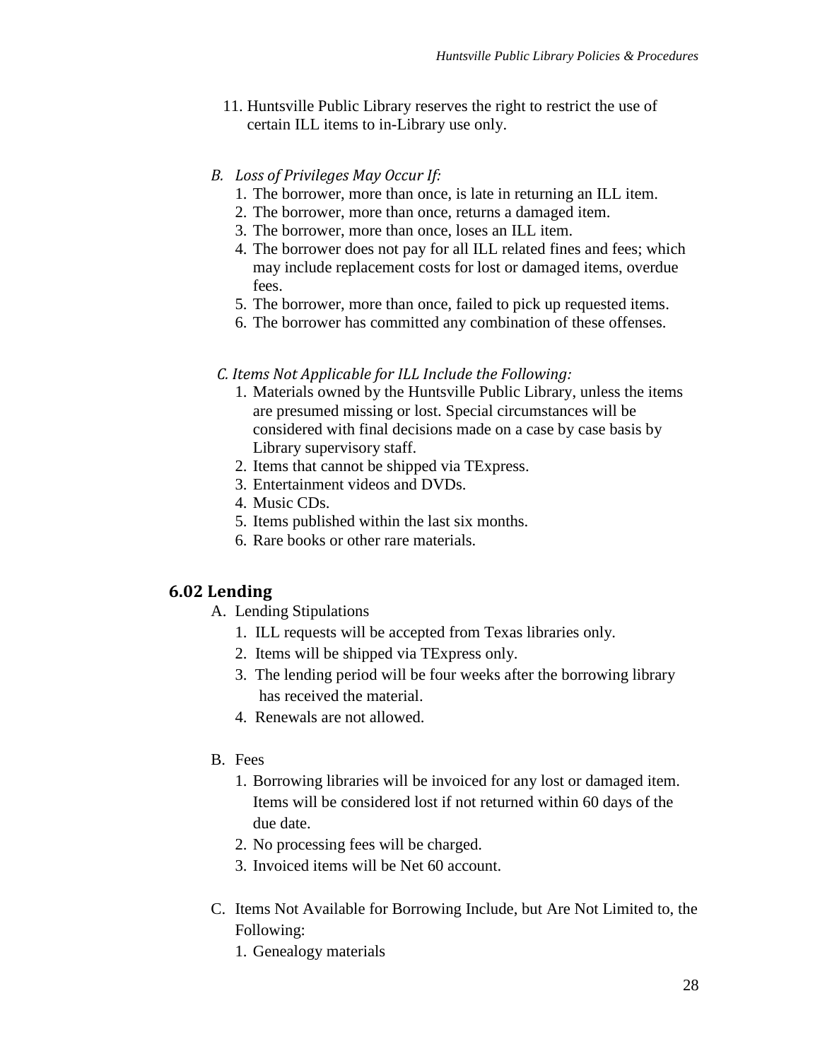11. Huntsville Public Library reserves the right to restrict the use of certain ILL items to in-Library use only.

*B. Loss of Privileges May Occur If:*

1. The borrower, more than once, is late in returning an ILL item.
2. The borrower, more than once, returns a damaged item.
3. The borrower, more than once, loses an ILL item.
4. The borrower does not pay for all ILL related fines and fees; which may include replacement costs for lost or damaged items, overdue fees.
5. The borrower, more than once, failed to pick up requested items.
6. The borrower has committed any combination of these offenses.

*C. Items Not Applicable for ILL Include the Following:*

1. Materials owned by the Huntsville Public Library, unless the items are presumed missing or lost. Special circumstances will be considered with final decisions made on a case by case basis by Library supervisory staff.
2. Items that cannot be shipped via TExpress.
3. Entertainment videos and DVDs.
4. Music CDs.
5. Items published within the last six months.
6. Rare books or other rare materials.

## 6.02 Lending

A. Lending Stipulations

1. ILL requests will be accepted from Texas libraries only.
2. Items will be shipped via TExpress only.
3. The lending period will be four weeks after the borrowing library has received the material.
4. Renewals are not allowed.

B. Fees

1. Borrowing libraries will be invoiced for any lost or damaged item. Items will be considered lost if not returned within 60 days of the due date.
2. No processing fees will be charged.
3. Invoiced items will be Net 60 account.

C. Items Not Available for Borrowing Include, but Are Not Limited to, the Following:

1. Genealogy materials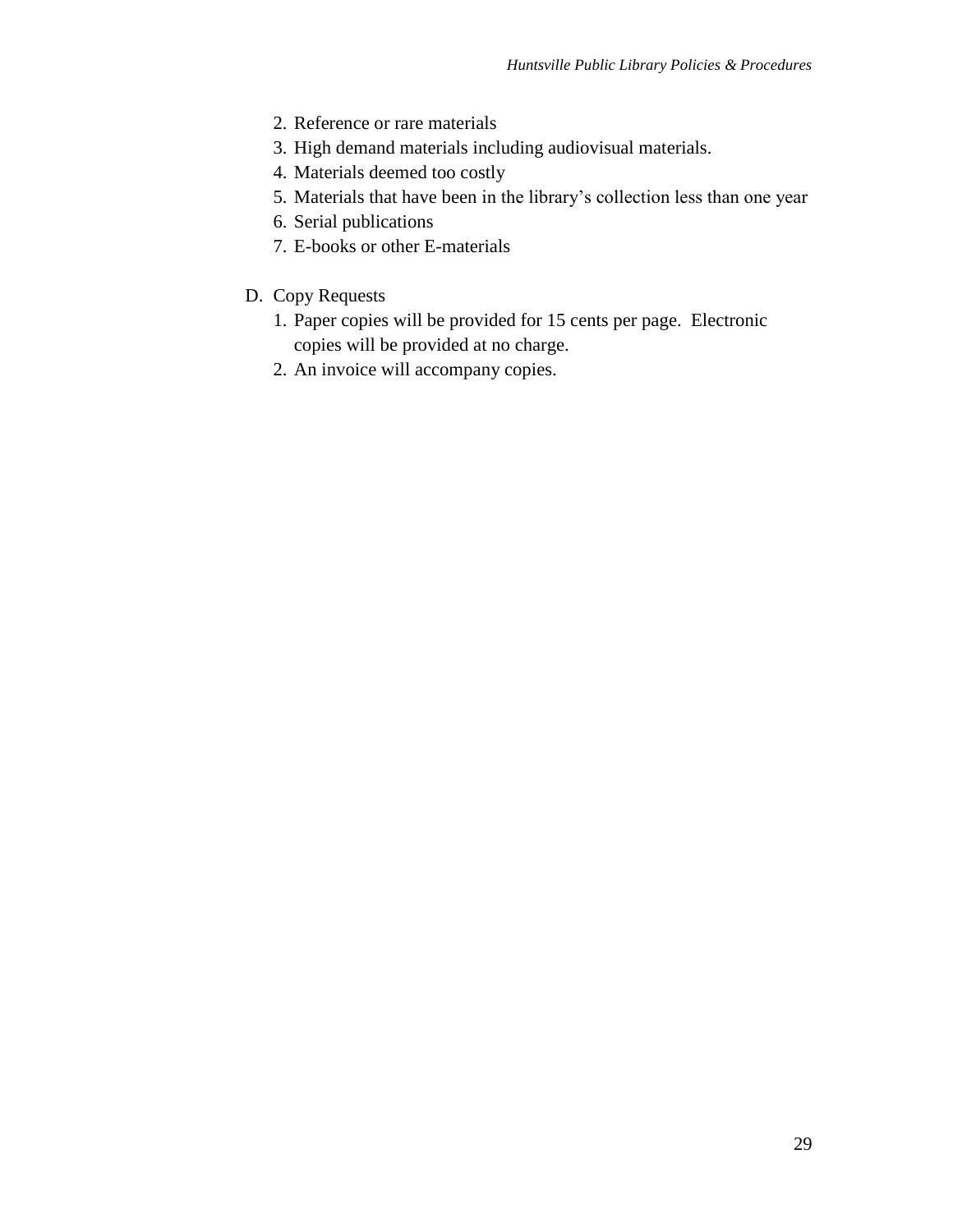2. Reference or rare materials
3. High demand materials including audiovisual materials.
4. Materials deemed too costly
5. Materials that have been in the library's collection less than one year
6. Serial publications
7. E-books or other E-materials

D. Copy Requests

1. Paper copies will be provided for 15 cents per page. Electronic copies will be provided at no charge.
2. An invoice will accompany copies.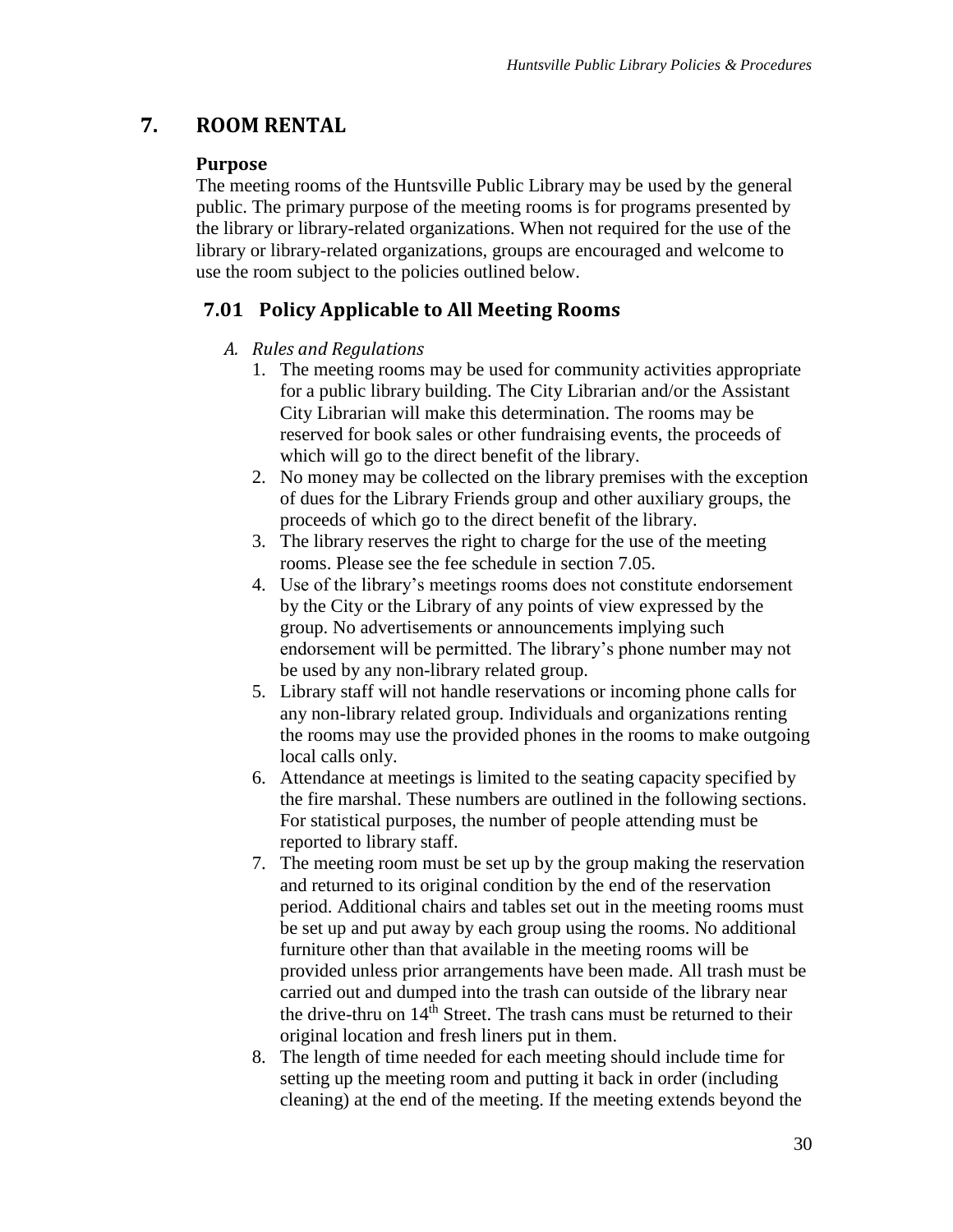# 7. ROOM RENTAL

### Purpose

The meeting rooms of the Huntsville Public Library may be used by the general public. The primary purpose of the meeting rooms is for programs presented by the library or library-related organizations. When not required for the use of the library or library-related organizations, groups are encouraged and welcome to use the room subject to the policies outlined below.

## 7.01 Policy Applicable to All Meeting Rooms

*A. Rules and Regulations*

1. The meeting rooms may be used for community activities appropriate for a public library building. The City Librarian and/or the Assistant City Librarian will make this determination. The rooms may be reserved for book sales or other fundraising events, the proceeds of which will go to the direct benefit of the library.
2. No money may be collected on the library premises with the exception of dues for the Library Friends group and other auxiliary groups, the proceeds of which go to the direct benefit of the library.
3. The library reserves the right to charge for the use of the meeting rooms. Please see the fee schedule in section 7.05.
4. Use of the library's meetings rooms does not constitute endorsement by the City or the Library of any points of view expressed by the group. No advertisements or announcements implying such endorsement will be permitted. The library's phone number may not be used by any non-library related group.
5. Library staff will not handle reservations or incoming phone calls for any non-library related group. Individuals and organizations renting the rooms may use the provided phones in the rooms to make outgoing local calls only.
6. Attendance at meetings is limited to the seating capacity specified by the fire marshal. These numbers are outlined in the following sections. For statistical purposes, the number of people attending must be reported to library staff.
7. The meeting room must be set up by the group making the reservation and returned to its original condition by the end of the reservation period. Additional chairs and tables set out in the meeting rooms must be set up and put away by each group using the rooms. No additional furniture other than that available in the meeting rooms will be provided unless prior arrangements have been made. All trash must be carried out and dumped into the trash can outside of the library near the drive-thru on 14th Street. The trash cans must be returned to their original location and fresh liners put in them.
8. The length of time needed for each meeting should include time for setting up the meeting room and putting it back in order (including cleaning) at the end of the meeting. If the meeting extends beyond the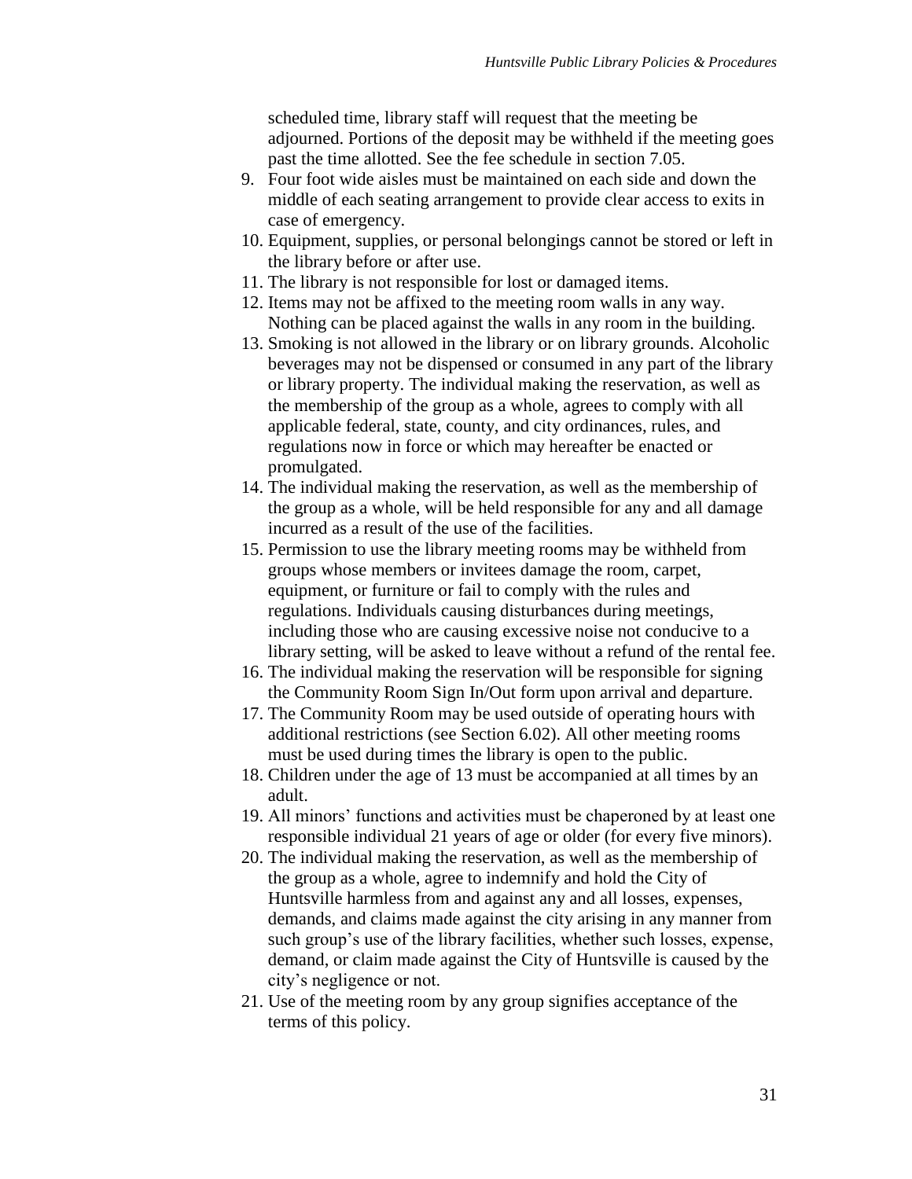scheduled time, library staff will request that the meeting be adjourned. Portions of the deposit may be withheld if the meeting goes past the time allotted. See the fee schedule in section 7.05.

9. Four foot wide aisles must be maintained on each side and down the middle of each seating arrangement to provide clear access to exits in case of emergency.
10. Equipment, supplies, or personal belongings cannot be stored or left in the library before or after use.
11. The library is not responsible for lost or damaged items.
12. Items may not be affixed to the meeting room walls in any way. Nothing can be placed against the walls in any room in the building.
13. Smoking is not allowed in the library or on library grounds. Alcoholic beverages may not be dispensed or consumed in any part of the library or library property. The individual making the reservation, as well as the membership of the group as a whole, agrees to comply with all applicable federal, state, county, and city ordinances, rules, and regulations now in force or which may hereafter be enacted or promulgated.
14. The individual making the reservation, as well as the membership of the group as a whole, will be held responsible for any and all damage incurred as a result of the use of the facilities.
15. Permission to use the library meeting rooms may be withheld from groups whose members or invitees damage the room, carpet, equipment, or furniture or fail to comply with the rules and regulations. Individuals causing disturbances during meetings, including those who are causing excessive noise not conducive to a library setting, will be asked to leave without a refund of the rental fee.
16. The individual making the reservation will be responsible for signing the Community Room Sign In/Out form upon arrival and departure.
17. The Community Room may be used outside of operating hours with additional restrictions (see Section 6.02). All other meeting rooms must be used during times the library is open to the public.
18. Children under the age of 13 must be accompanied at all times by an adult.
19. All minors' functions and activities must be chaperoned by at least one responsible individual 21 years of age or older (for every five minors).
20. The individual making the reservation, as well as the membership of the group as a whole, agree to indemnify and hold the City of Huntsville harmless from and against any and all losses, expenses, demands, and claims made against the city arising in any manner from such group's use of the library facilities, whether such losses, expense, demand, or claim made against the City of Huntsville is caused by the city's negligence or not.
21. Use of the meeting room by any group signifies acceptance of the terms of this policy.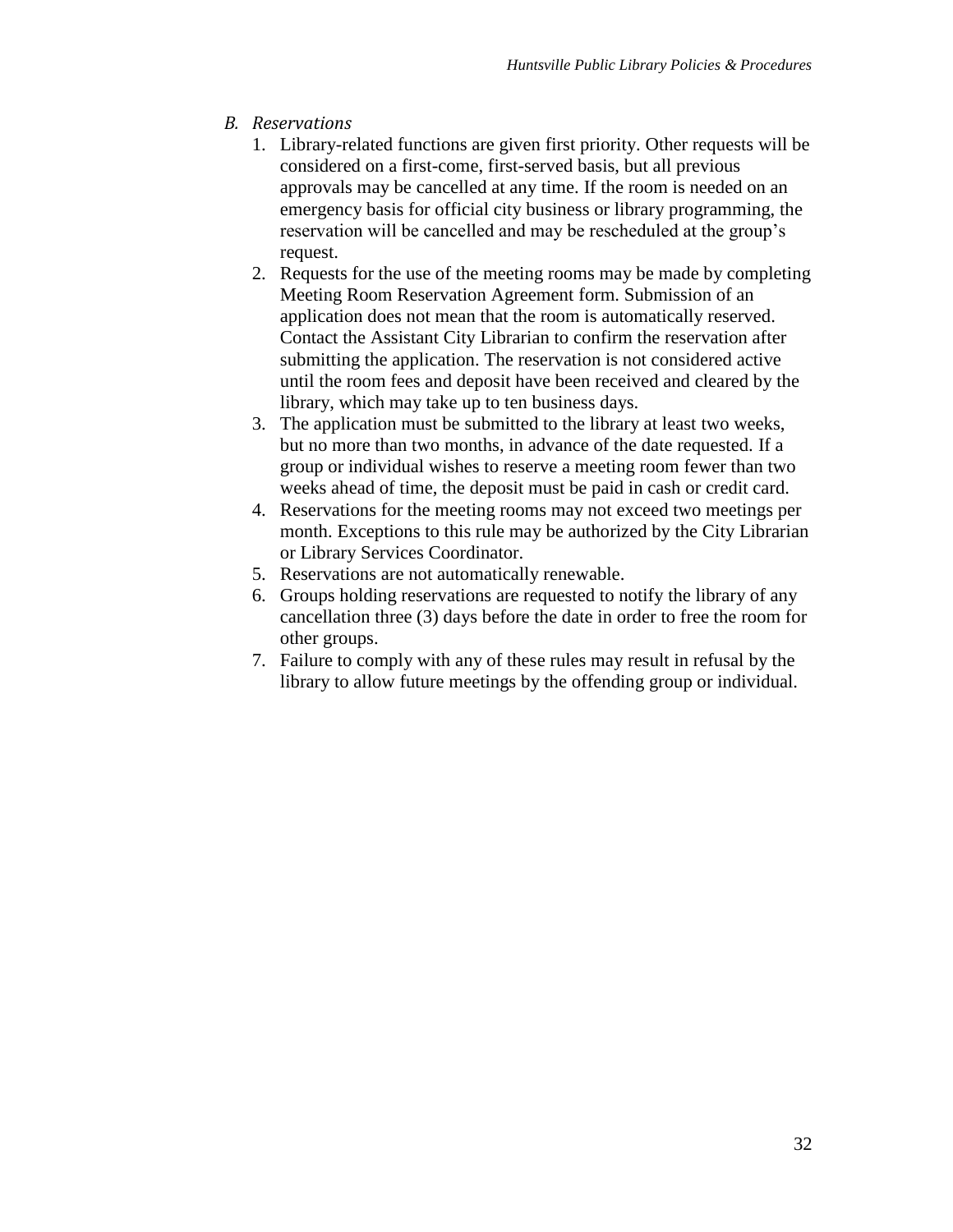### *B. Reservations*

1. Library-related functions are given first priority. Other requests will be considered on a first-come, first-served basis, but all previous approvals may be cancelled at any time. If the room is needed on an emergency basis for official city business or library programming, the reservation will be cancelled and may be rescheduled at the group's request.
2. Requests for the use of the meeting rooms may be made by completing Meeting Room Reservation Agreement form. Submission of an application does not mean that the room is automatically reserved. Contact the Assistant City Librarian to confirm the reservation after submitting the application. The reservation is not considered active until the room fees and deposit have been received and cleared by the library, which may take up to ten business days.
3. The application must be submitted to the library at least two weeks, but no more than two months, in advance of the date requested. If a group or individual wishes to reserve a meeting room fewer than two weeks ahead of time, the deposit must be paid in cash or credit card.
4. Reservations for the meeting rooms may not exceed two meetings per month. Exceptions to this rule may be authorized by the City Librarian or Library Services Coordinator.
5. Reservations are not automatically renewable.
6. Groups holding reservations are requested to notify the library of any cancellation three (3) days before the date in order to free the room for other groups.
7. Failure to comply with any of these rules may result in refusal by the library to allow future meetings by the offending group or individual.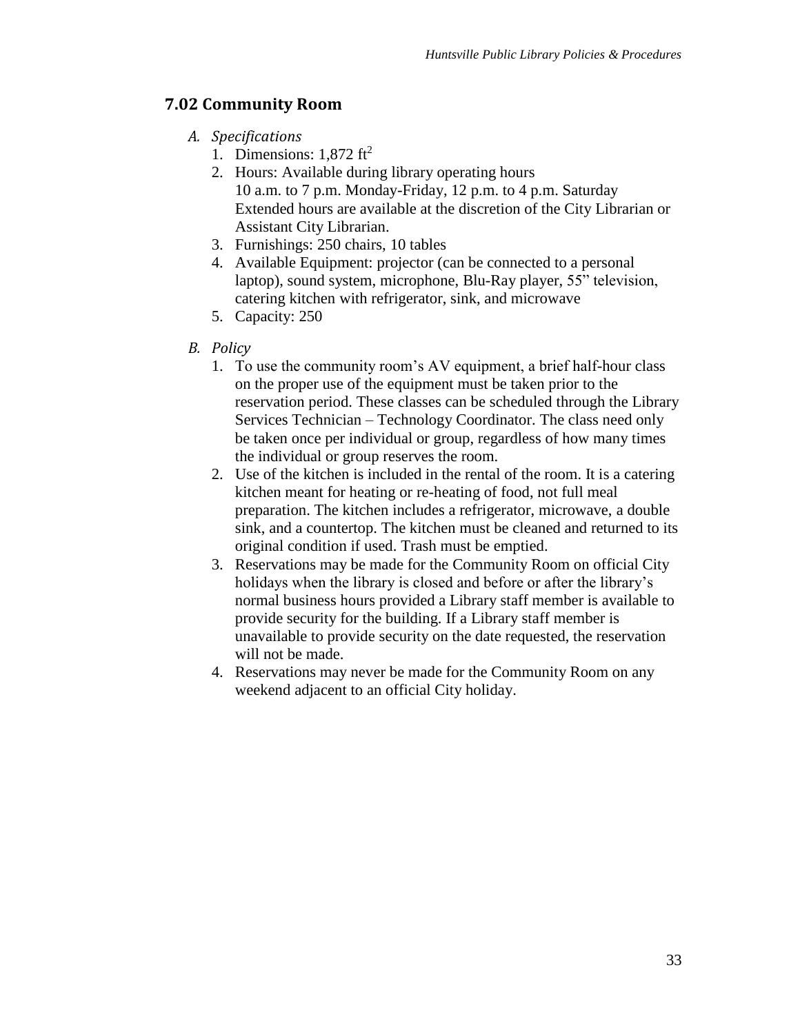## 7.02 Community Room

*A. Specifications*

1. Dimensions: 1,872 $ft^2$
2. Hours: Available during library operating hours
   10 a.m. to 7 p.m. Monday-Friday, 12 p.m. to 4 p.m. Saturday
   Extended hours are available at the discretion of the City Librarian or Assistant City Librarian.
3. Furnishings: 250 chairs, 10 tables
4. Available Equipment: projector (can be connected to a personal laptop), sound system, microphone, Blu-Ray player, 55" television, catering kitchen with refrigerator, sink, and microwave
5. Capacity: 250

*B. Policy*

1. To use the community room's AV equipment, a brief half-hour class on the proper use of the equipment must be taken prior to the reservation period. These classes can be scheduled through the Library Services Technician – Technology Coordinator. The class need only be taken once per individual or group, regardless of how many times the individual or group reserves the room.
2. Use of the kitchen is included in the rental of the room. It is a catering kitchen meant for heating or re-heating of food, not full meal preparation. The kitchen includes a refrigerator, microwave, a double sink, and a countertop. The kitchen must be cleaned and returned to its original condition if used. Trash must be emptied.
3. Reservations may be made for the Community Room on official City holidays when the library is closed and before or after the library's normal business hours provided a Library staff member is available to provide security for the building. If a Library staff member is unavailable to provide security on the date requested, the reservation will not be made.
4. Reservations may never be made for the Community Room on any weekend adjacent to an official City holiday.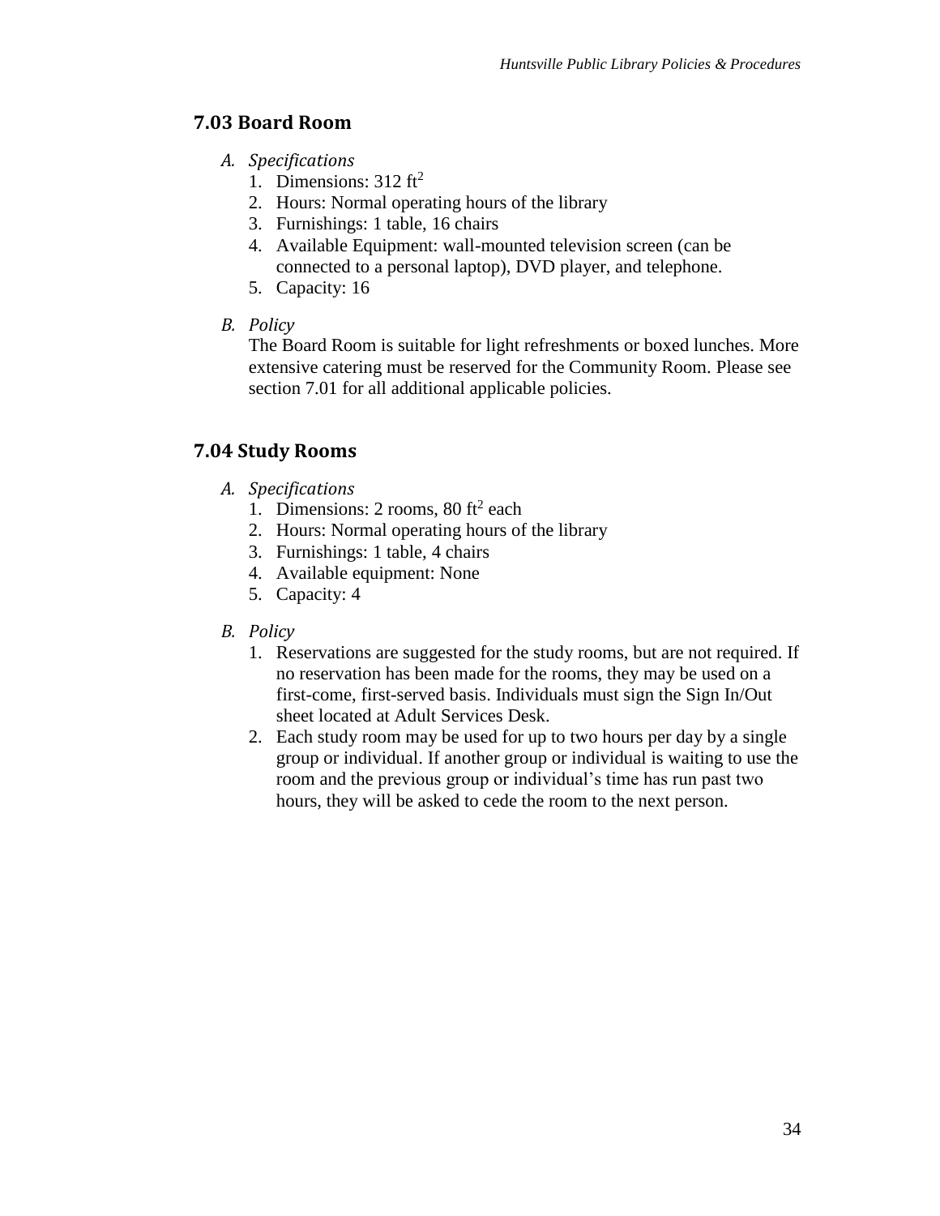## 7.03 Board Room

A. *Specifications*
   1. Dimensions: 312 $ft^2$
   2. Hours: Normal operating hours of the library
   3. Furnishings: 1 table, 16 chairs
   4. Available Equipment: wall-mounted television screen (can be connected to a personal laptop), DVD player, and telephone.
   5. Capacity: 16

B. *Policy*

   The Board Room is suitable for light refreshments or boxed lunches. More extensive catering must be reserved for the Community Room. Please see section 7.01 for all additional applicable policies.

## 7.04 Study Rooms

A. *Specifications*
   1. Dimensions: 2 rooms, 80 $ft^2$ each
   2. Hours: Normal operating hours of the library
   3. Furnishings: 1 table, 4 chairs
   4. Available equipment: None
   5. Capacity: 4

B. *Policy*
   1. Reservations are suggested for the study rooms, but are not required. If no reservation has been made for the rooms, they may be used on a first-come, first-served basis. Individuals must sign the Sign In/Out sheet located at Adult Services Desk.
   2. Each study room may be used for up to two hours per day by a single group or individual. If another group or individual is waiting to use the room and the previous group or individual's time has run past two hours, they will be asked to cede the room to the next person.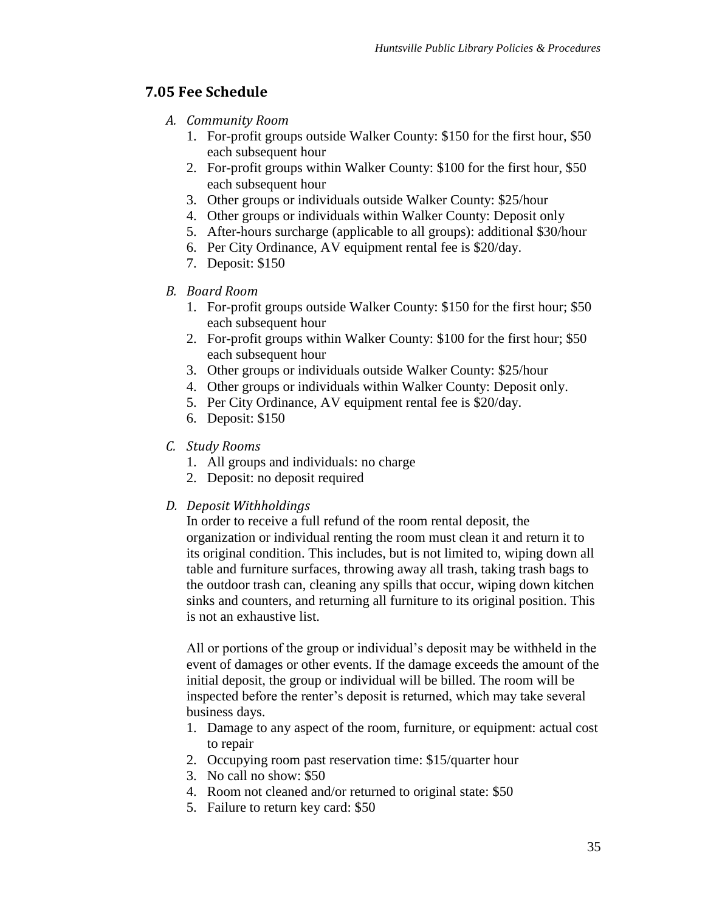## 7.05 Fee Schedule

*A. Community Room*

1. For-profit groups outside Walker County: $150 for the first hour, $50 each subsequent hour
2. For-profit groups within Walker County: $100 for the first hour, $50 each subsequent hour
3. Other groups or individuals outside Walker County: $25/hour
4. Other groups or individuals within Walker County: Deposit only
5. After-hours surcharge (applicable to all groups): additional $30/hour
6. Per City Ordinance, AV equipment rental fee is $20/day.
7. Deposit: $150

*B. Board Room*

1. For-profit groups outside Walker County: $150 for the first hour; $50 each subsequent hour
2. For-profit groups within Walker County: $100 for the first hour; $50 each subsequent hour
3. Other groups or individuals outside Walker County: $25/hour
4. Other groups or individuals within Walker County: Deposit only.
5. Per City Ordinance, AV equipment rental fee is $20/day.
6. Deposit: $150

*C. Study Rooms*

1. All groups and individuals: no charge
2. Deposit: no deposit required

*D. Deposit Withholdings*

In order to receive a full refund of the room rental deposit, the organization or individual renting the room must clean it and return it to its original condition. This includes, but is not limited to, wiping down all table and furniture surfaces, throwing away all trash, taking trash bags to the outdoor trash can, cleaning any spills that occur, wiping down kitchen sinks and counters, and returning all furniture to its original position. This is not an exhaustive list.

All or portions of the group or individual's deposit may be withheld in the event of damages or other events. If the damage exceeds the amount of the initial deposit, the group or individual will be billed. The room will be inspected before the renter's deposit is returned, which may take several business days.

1. Damage to any aspect of the room, furniture, or equipment: actual cost to repair
2. Occupying room past reservation time: $15/quarter hour
3. No call no show: $50
4. Room not cleaned and/or returned to original state: $50
5. Failure to return key card: $50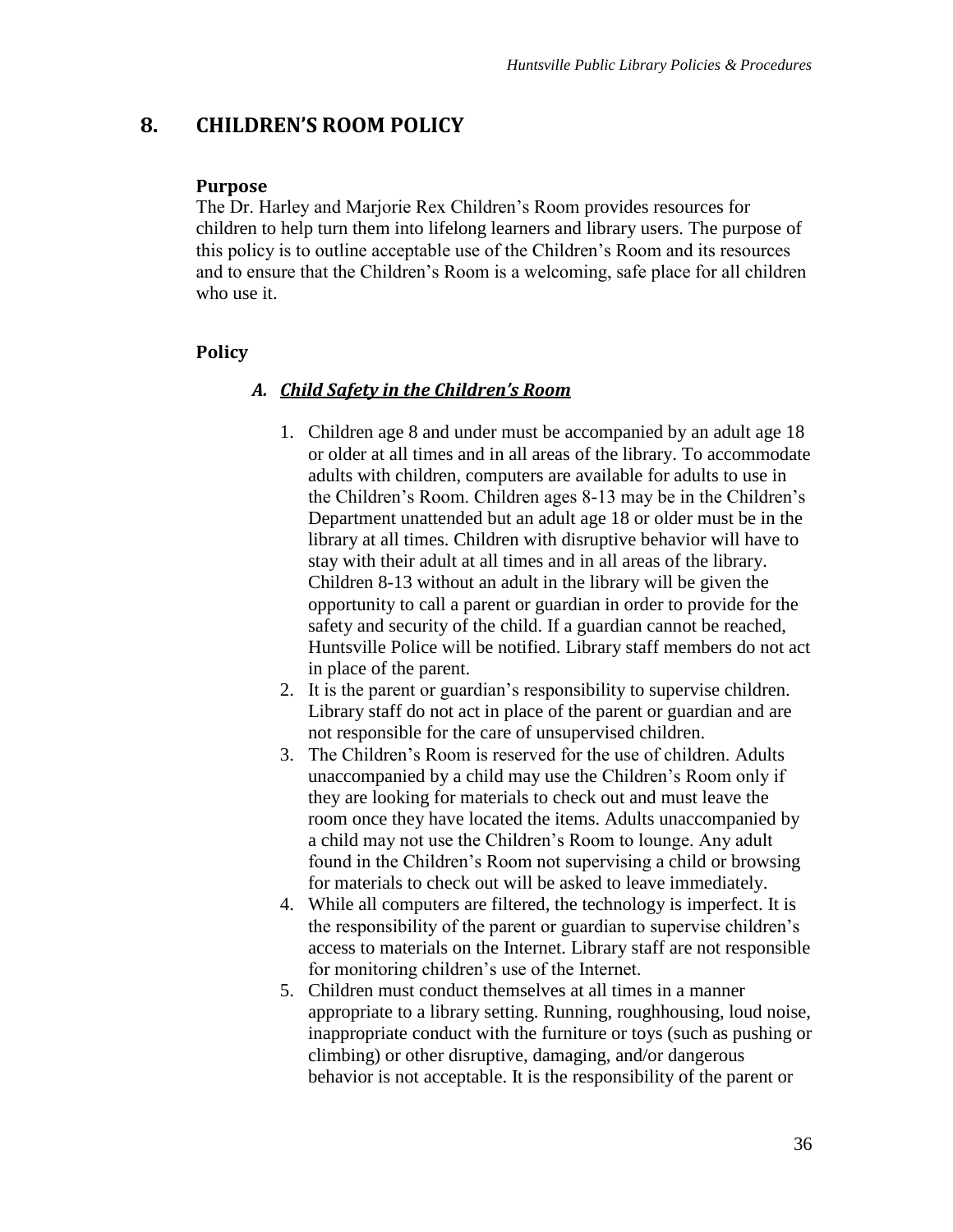# 8. CHILDREN'S ROOM POLICY

### Purpose

The Dr. Harley and Marjorie Rex Children's Room provides resources for children to help turn them into lifelong learners and library users. The purpose of this policy is to outline acceptable use of the Children's Room and its resources and to ensure that the Children's Room is a welcoming, safe place for all children who use it.

### Policy

#### *A. Child Safety in the Children's Room*

1. Children age 8 and under must be accompanied by an adult age 18 or older at all times and in all areas of the library. To accommodate adults with children, computers are available for adults to use in the Children's Room. Children ages 8-13 may be in the Children's Department unattended but an adult age 18 or older must be in the library at all times. Children with disruptive behavior will have to stay with their adult at all times and in all areas of the library. Children 8-13 without an adult in the library will be given the opportunity to call a parent or guardian in order to provide for the safety and security of the child. If a guardian cannot be reached, Huntsville Police will be notified. Library staff members do not act in place of the parent.
2. It is the parent or guardian's responsibility to supervise children. Library staff do not act in place of the parent or guardian and are not responsible for the care of unsupervised children.
3. The Children's Room is reserved for the use of children. Adults unaccompanied by a child may use the Children's Room only if they are looking for materials to check out and must leave the room once they have located the items. Adults unaccompanied by a child may not use the Children's Room to lounge. Any adult found in the Children's Room not supervising a child or browsing for materials to check out will be asked to leave immediately.
4. While all computers are filtered, the technology is imperfect. It is the responsibility of the parent or guardian to supervise children's access to materials on the Internet. Library staff are not responsible for monitoring children's use of the Internet.
5. Children must conduct themselves at all times in a manner appropriate to a library setting. Running, roughhousing, loud noise, inappropriate conduct with the furniture or toys (such as pushing or climbing) or other disruptive, damaging, and/or dangerous behavior is not acceptable. It is the responsibility of the parent or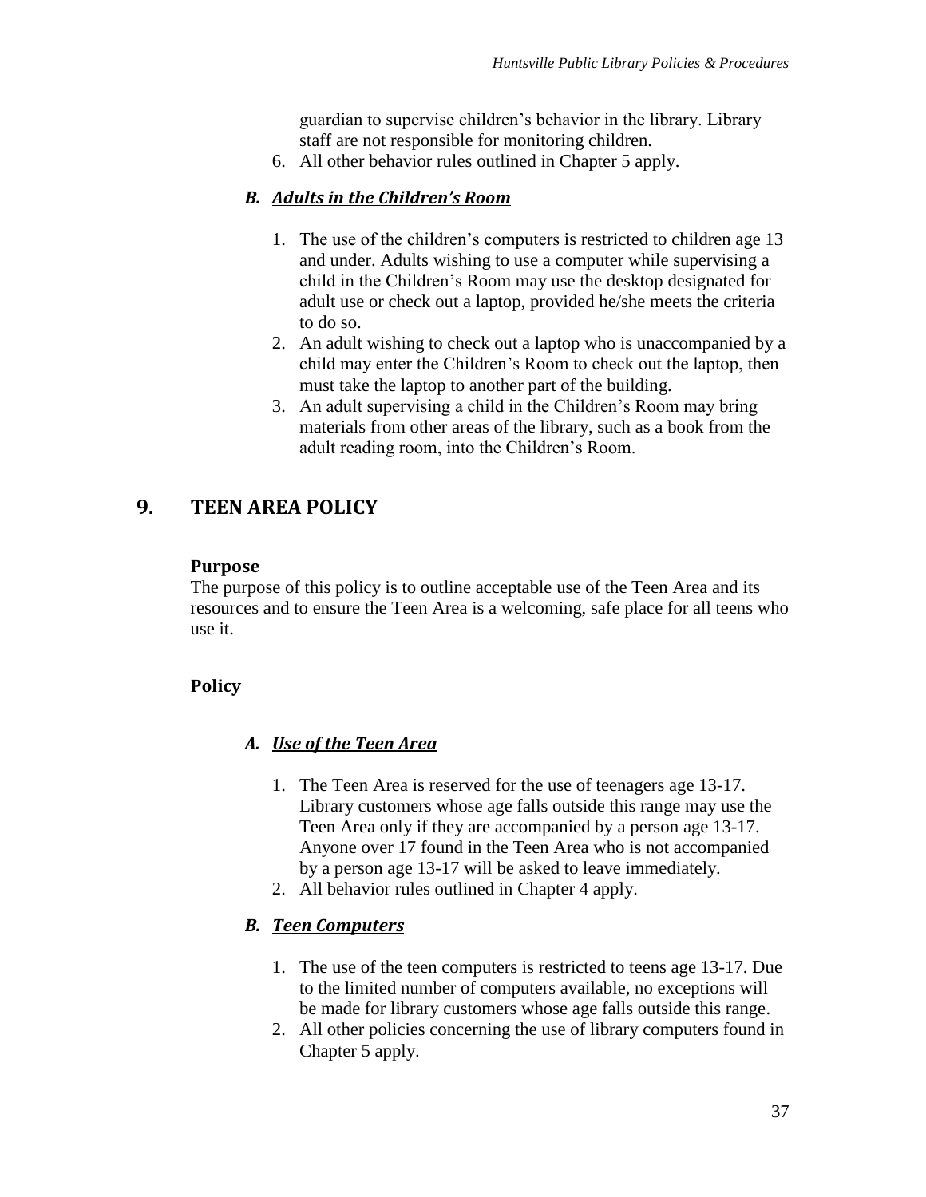guardian to supervise children's behavior in the library. Library staff are not responsible for monitoring children.

6. All other behavior rules outlined in Chapter 5 apply.

### *B. Adults in the Children's Room*

1. The use of the children's computers is restricted to children age 13 and under. Adults wishing to use a computer while supervising a child in the Children's Room may use the desktop designated for adult use or check out a laptop, provided he/she meets the criteria to do so.
2. An adult wishing to check out a laptop who is unaccompanied by a child may enter the Children's Room to check out the laptop, then must take the laptop to another part of the building.
3. An adult supervising a child in the Children's Room may bring materials from other areas of the library, such as a book from the adult reading room, into the Children's Room.

## 9. TEEN AREA POLICY

**Purpose**

The purpose of this policy is to outline acceptable use of the Teen Area and its resources and to ensure the Teen Area is a welcoming, safe place for all teens who use it.

**Policy**

### *A. Use of the Teen Area*

1. The Teen Area is reserved for the use of teenagers age 13-17. Library customers whose age falls outside this range may use the Teen Area only if they are accompanied by a person age 13-17. Anyone over 17 found in the Teen Area who is not accompanied by a person age 13-17 will be asked to leave immediately.
2. All behavior rules outlined in Chapter 4 apply.

### *B. Teen Computers*

1. The use of the teen computers is restricted to teens age 13-17. Due to the limited number of computers available, no exceptions will be made for library customers whose age falls outside this range.
2. All other policies concerning the use of library computers found in Chapter 5 apply.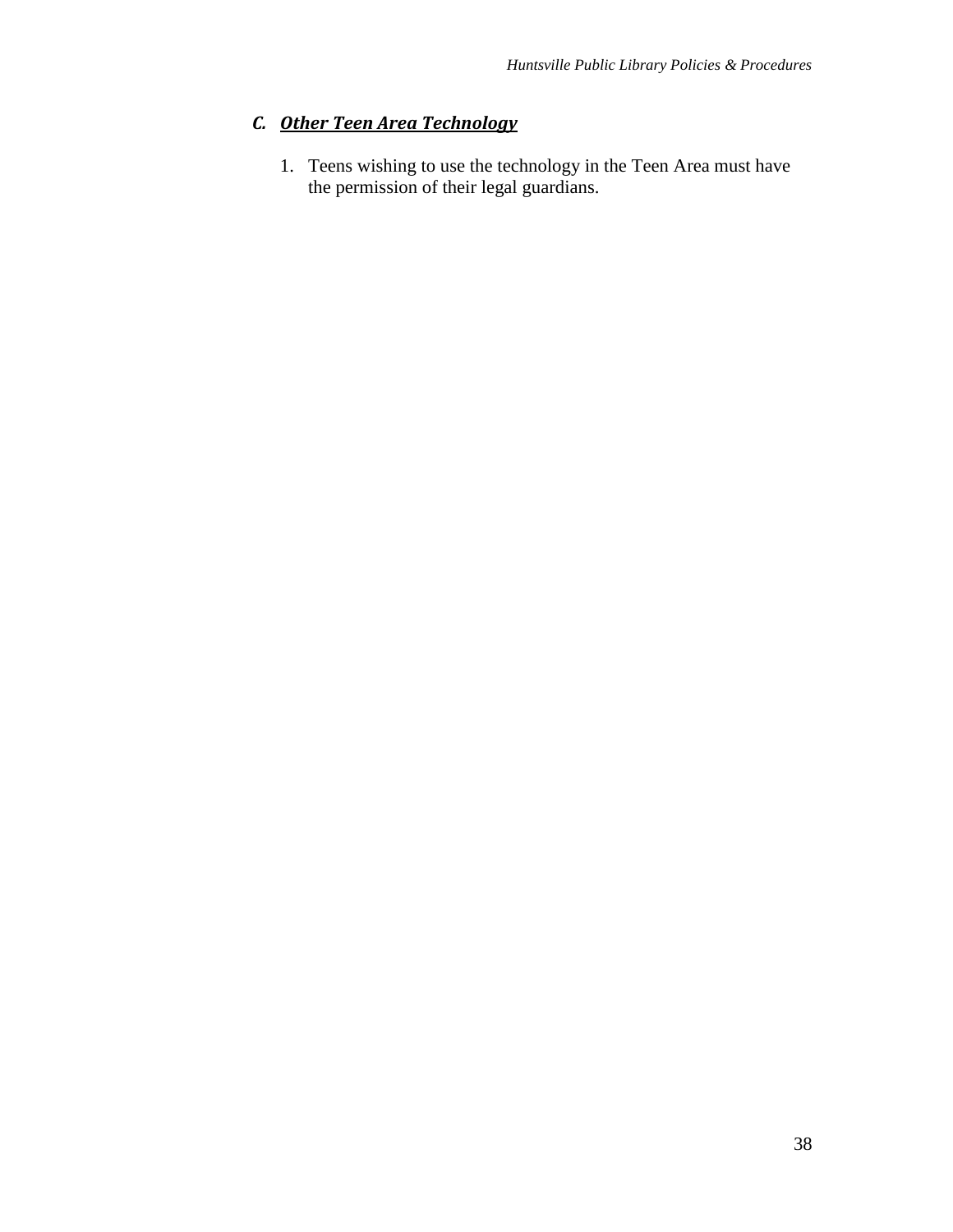### ***C. Other Teen Area Technology***

1. Teens wishing to use the technology in the Teen Area must have the permission of their legal guardians.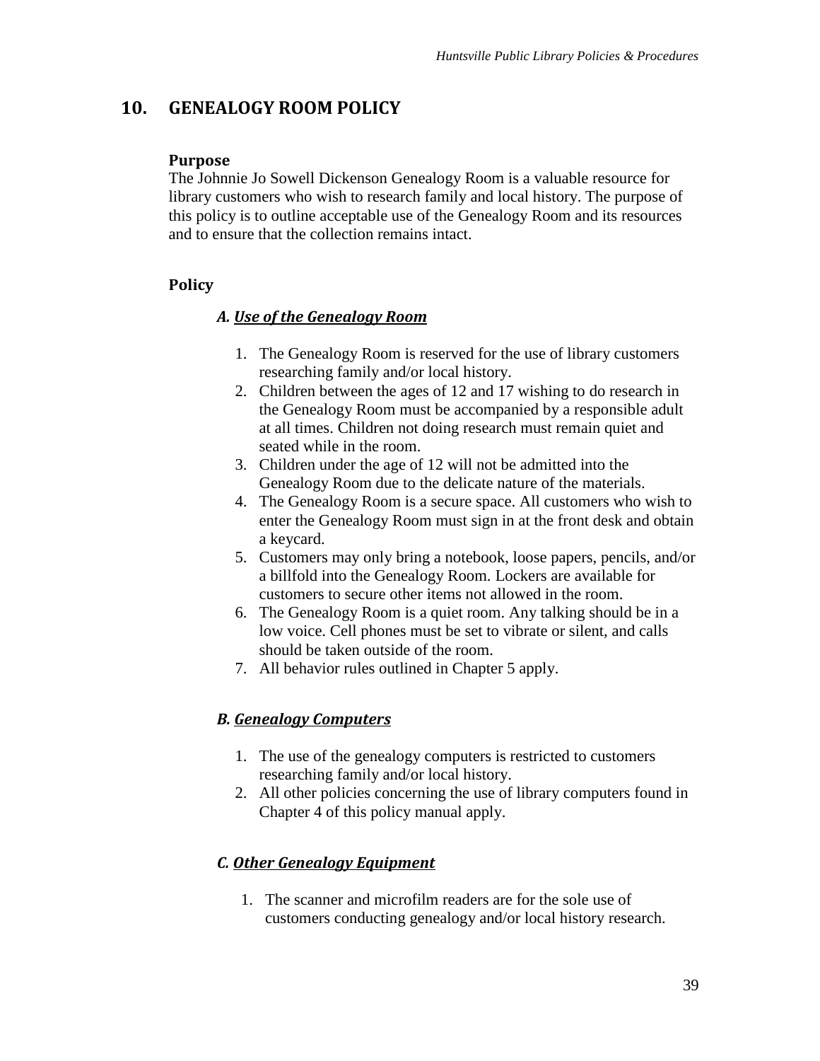# 10. GENEALOGY ROOM POLICY

### Purpose

The Johnnie Jo Sowell Dickenson Genealogy Room is a valuable resource for library customers who wish to research family and local history. The purpose of this policy is to outline acceptable use of the Genealogy Room and its resources and to ensure that the collection remains intact.

### Policy

#### *A. Use of the Genealogy Room*

1. The Genealogy Room is reserved for the use of library customers researching family and/or local history.
2. Children between the ages of 12 and 17 wishing to do research in the Genealogy Room must be accompanied by a responsible adult at all times. Children not doing research must remain quiet and seated while in the room.
3. Children under the age of 12 will not be admitted into the Genealogy Room due to the delicate nature of the materials.
4. The Genealogy Room is a secure space. All customers who wish to enter the Genealogy Room must sign in at the front desk and obtain a keycard.
5. Customers may only bring a notebook, loose papers, pencils, and/or a billfold into the Genealogy Room. Lockers are available for customers to secure other items not allowed in the room.
6. The Genealogy Room is a quiet room. Any talking should be in a low voice. Cell phones must be set to vibrate or silent, and calls should be taken outside of the room.
7. All behavior rules outlined in Chapter 5 apply.

#### *B. Genealogy Computers*

1. The use of the genealogy computers is restricted to customers researching family and/or local history.
2. All other policies concerning the use of library computers found in Chapter 4 of this policy manual apply.

#### *C. Other Genealogy Equipment*

1. The scanner and microfilm readers are for the sole use of customers conducting genealogy and/or local history research.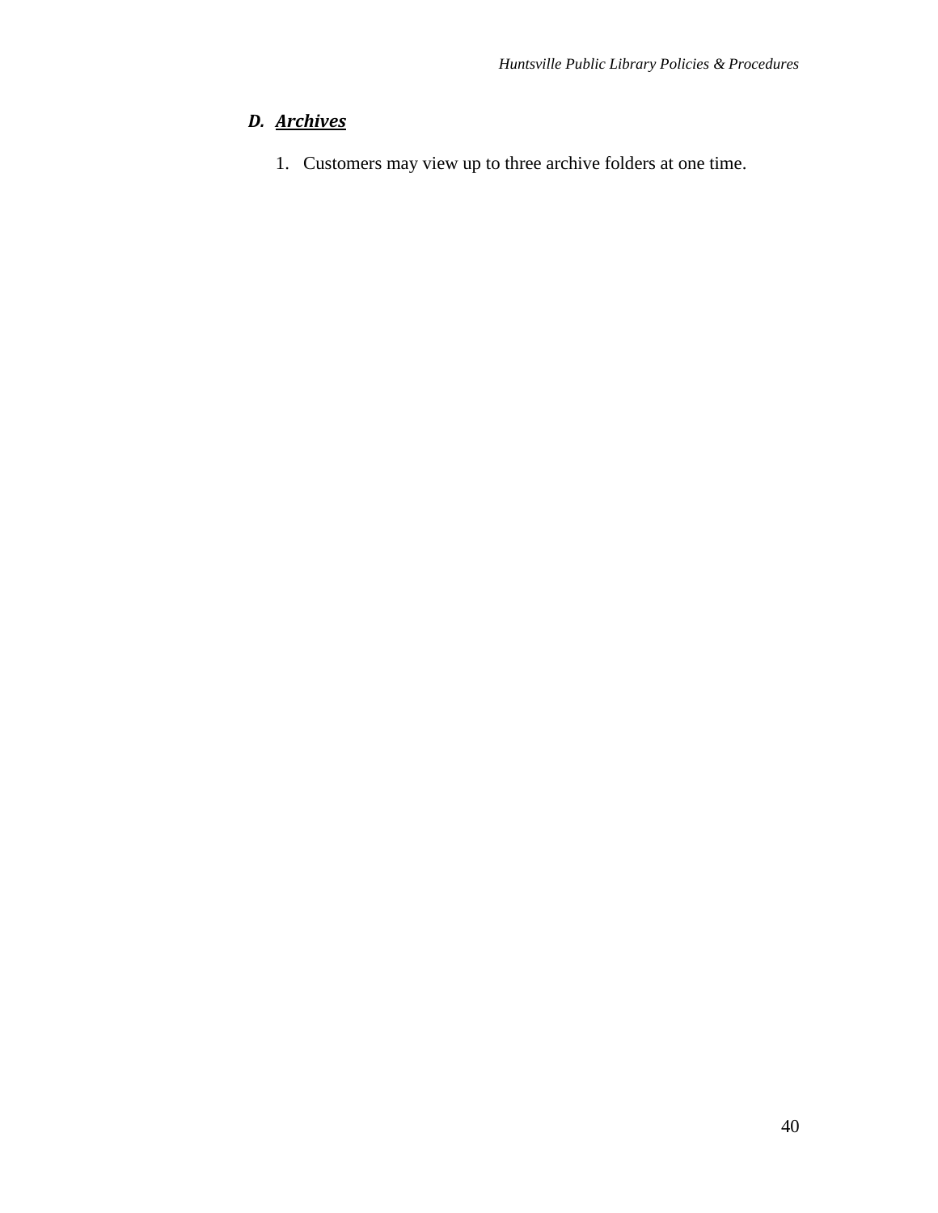### *D. Archives*

1. Customers may view up to three archive folders at one time.